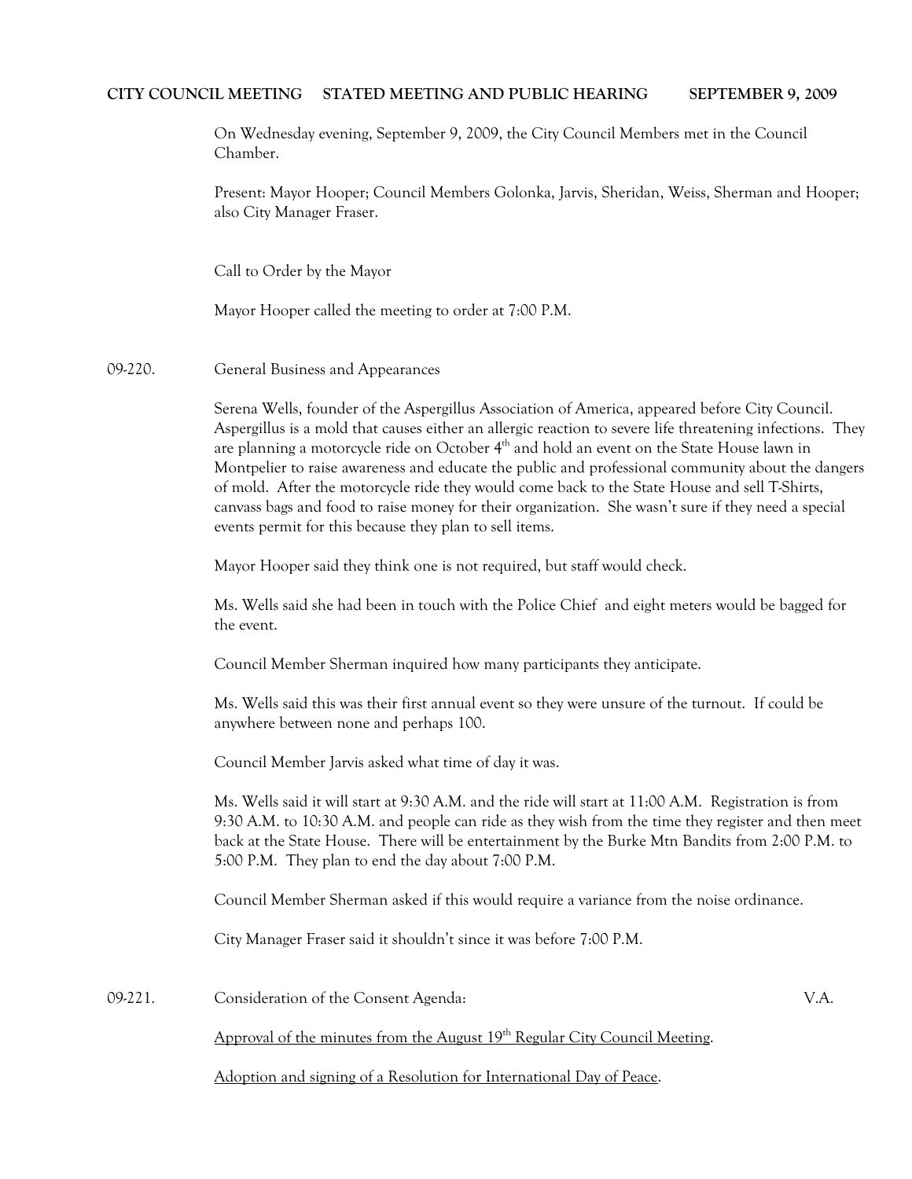**CITY COUNCIL MEETING STATED MEETING AND PUBLIC HEARING SEPTEMBER 9, 2009**

On Wednesday evening, September 9, 2009, the City Council Members met in the Council Chamber.

Present: Mayor Hooper; Council Members Golonka, Jarvis, Sheridan, Weiss, Sherman and Hooper; also City Manager Fraser.

Call to Order by the Mayor

Mayor Hooper called the meeting to order at 7:00 P.M.

09-220. General Business and Appearances

Serena Wells, founder of the Aspergillus Association of America, appeared before City Council. Aspergillus is a mold that causes either an allergic reaction to severe life threatening infections. They are planning a motorcycle ride on October 4th and hold an event on the State House lawn in Montpelier to raise awareness and educate the public and professional community about the dangers of mold. After the motorcycle ride they would come back to the State House and sell T-Shirts, canvass bags and food to raise money for their organization. She wasn't sure if they need a special events permit for this because they plan to sell items.

Mayor Hooper said they think one is not required, but staff would check.

Ms. Wells said she had been in touch with the Police Chief and eight meters would be bagged for the event.

Council Member Sherman inquired how many participants they anticipate.

Ms. Wells said this was their first annual event so they were unsure of the turnout. If could be anywhere between none and perhaps 100.

Council Member Jarvis asked what time of day it was.

Ms. Wells said it will start at 9:30 A.M. and the ride will start at 11:00 A.M. Registration is from 9:30 A.M. to 10:30 A.M. and people can ride as they wish from the time they register and then meet back at the State House. There will be entertainment by the Burke Mtn Bandits from 2:00 P.M. to 5:00 P.M. They plan to end the day about 7:00 P.M.

Council Member Sherman asked if this would require a variance from the noise ordinance.

City Manager Fraser said it shouldn't since it was before 7:00 P.M.

09-221. Consideration of the Consent Agenda: V.A.

Approval of the minutes from the August 19th Regular City Council Meeting.

Adoption and signing of a Resolution for International Day of Peace.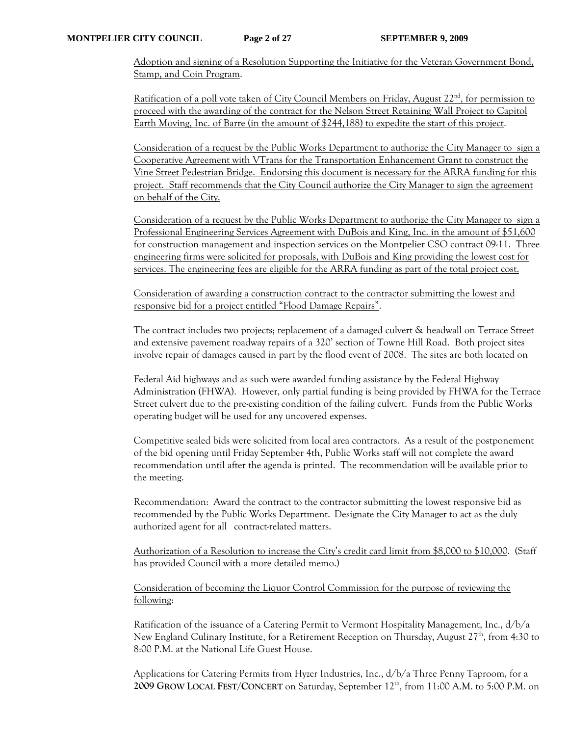Adoption and signing of a Resolution Supporting the Initiative for the Veteran Government Bond, Stamp, and Coin Program.

Ratification of a poll vote taken of City Council Members on Friday, August 22nd, for permission to proceed with the awarding of the contract for the Nelson Street Retaining Wall Project to Capitol Earth Moving, Inc. of Barre (in the amount of $244,188) to expedite the start of this project.

Consideration of a request by the Public Works Department to authorize the City Manager to sign a Cooperative Agreement with VTrans for the Transportation Enhancement Grant to construct the Vine Street Pedestrian Bridge. Endorsing this document is necessary for the ARRA funding for this project. Staff recommends that the City Council authorize the City Manager to sign the agreement on behalf of the City.

Consideration of a request by the Public Works Department to authorize the City Manager to sign a Professional Engineering Services Agreement with DuBois and King, Inc. in the amount of $51,600 for construction management and inspection services on the Montpelier CSO contract 09-11. Three engineering firms were solicited for proposals, with DuBois and King providing the lowest cost for services. The engineering fees are eligible for the ARRA funding as part of the total project cost.

Consideration of awarding a construction contract to the contractor submitting the lowest and responsive bid for a project entitled "Flood Damage Repairs".

The contract includes two projects; replacement of a damaged culvert & headwall on Terrace Street and extensive pavement roadway repairs of a 320' section of Towne Hill Road. Both project sites involve repair of damages caused in part by the flood event of 2008. The sites are both located on

Federal Aid highways and as such were awarded funding assistance by the Federal Highway Administration (FHWA). However, only partial funding is being provided by FHWA for the Terrace Street culvert due to the pre-existing condition of the failing culvert. Funds from the Public Works operating budget will be used for any uncovered expenses.

Competitive sealed bids were solicited from local area contractors. As a result of the postponement of the bid opening until Friday September 4th, Public Works staff will not complete the award recommendation until after the agenda is printed. The recommendation will be available prior to the meeting.

Recommendation: Award the contract to the contractor submitting the lowest responsive bid as recommended by the Public Works Department. Designate the City Manager to act as the duly authorized agent for all contract-related matters.

Authorization of a Resolution to increase the City's credit card limit from $8,000 to $10,000. (Staff has provided Council with a more detailed memo.)

Consideration of becoming the Liquor Control Commission for the purpose of reviewing the following:

Ratification of the issuance of a Catering Permit to Vermont Hospitality Management, Inc., d/b/a New England Culinary Institute, for a Retirement Reception on Thursday, August 27th, from 4:30 to 8:00 P.M. at the National Life Guest House.

Applications for Catering Permits from Hyzer Industries, Inc., d/b/a Three Penny Taproom, for a **2009 GROW LOCAL FEST/CONCERT** on Saturday, September 12th, from 11:00 A.M. to 5:00 P.M. on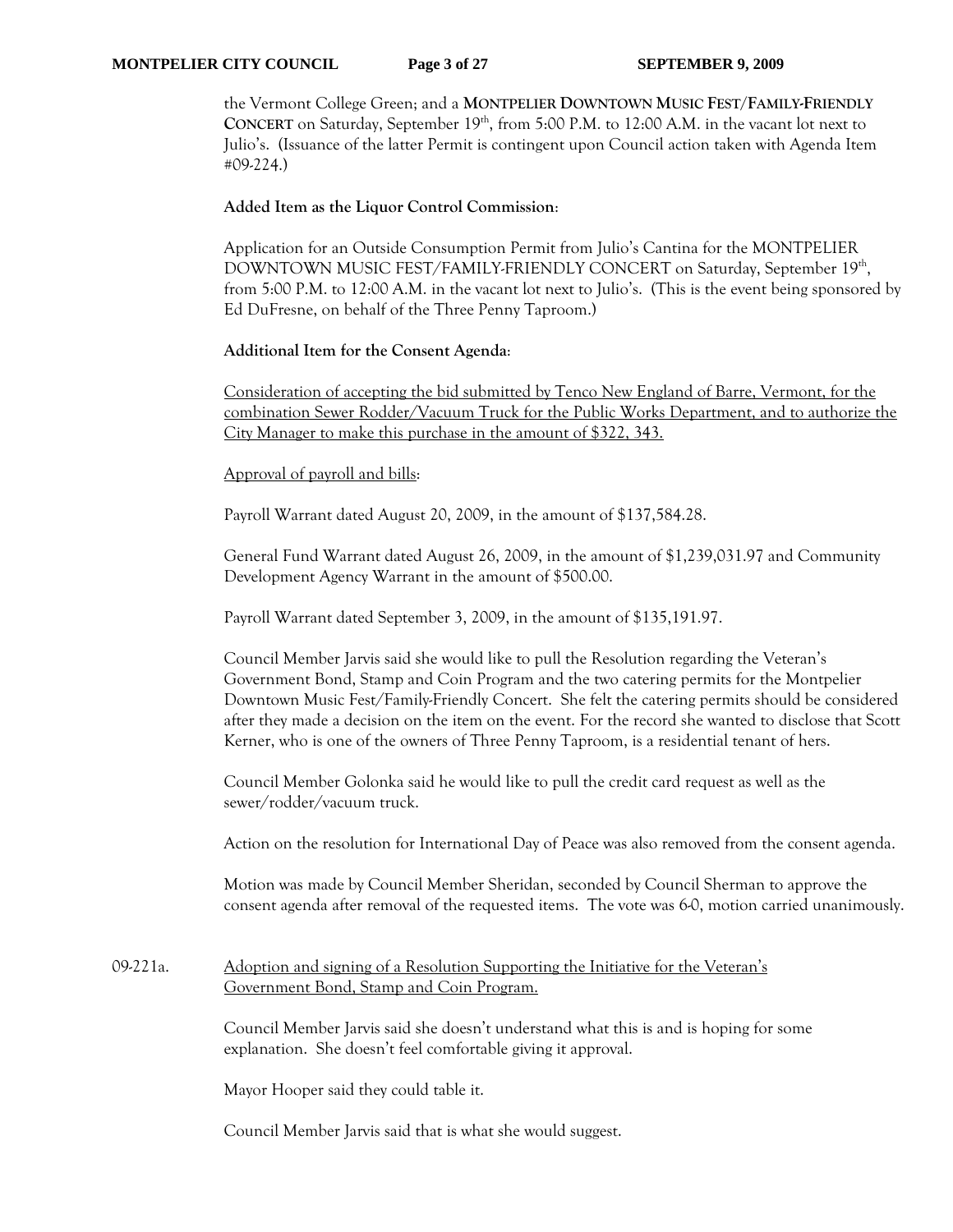the Vermont College Green; and a **MONTPELIER DOWNTOWN MUSIC FEST/FAMILY-FRIENDLY CONCERT** on Saturday, September 19th, from 5:00 P.M. to 12:00 A.M. in the vacant lot next to Julio's. (Issuance of the latter Permit is contingent upon Council action taken with Agenda Item #09-224.)

**Added Item as the Liquor Control Commission**:

Application for an Outside Consumption Permit from Julio's Cantina for the MONTPELIER DOWNTOWN MUSIC FEST/FAMILY-FRIENDLY CONCERT on Saturday, September 19th, from 5:00 P.M. to 12:00 A.M. in the vacant lot next to Julio's. (This is the event being sponsored by Ed DuFresne, on behalf of the Three Penny Taproom.)

**Additional Item for the Consent Agenda**:

Consideration of accepting the bid submitted by Tenco New England of Barre, Vermont, for the combination Sewer Rodder/Vacuum Truck for the Public Works Department, and to authorize the City Manager to make this purchase in the amount of $322, 343.

Approval of payroll and bills:

Payroll Warrant dated August 20, 2009, in the amount of $137,584.28.

General Fund Warrant dated August 26, 2009, in the amount of $1,239,031.97 and Community Development Agency Warrant in the amount of $500.00.

Payroll Warrant dated September 3, 2009, in the amount of $135,191.97.

Council Member Jarvis said she would like to pull the Resolution regarding the Veteran's Government Bond, Stamp and Coin Program and the two catering permits for the Montpelier Downtown Music Fest/Family-Friendly Concert. She felt the catering permits should be considered after they made a decision on the item on the event. For the record she wanted to disclose that Scott Kerner, who is one of the owners of Three Penny Taproom, is a residential tenant of hers.

Council Member Golonka said he would like to pull the credit card request as well as the sewer/rodder/vacuum truck.

Action on the resolution for International Day of Peace was also removed from the consent agenda.

Motion was made by Council Member Sheridan, seconded by Council Sherman to approve the consent agenda after removal of the requested items. The vote was 6-0, motion carried unanimously.

09-221a. Adoption and signing of a Resolution Supporting the Initiative for the Veteran's Government Bond, Stamp and Coin Program.

Council Member Jarvis said she doesn't understand what this is and is hoping for some explanation. She doesn't feel comfortable giving it approval.

Mayor Hooper said they could table it.

Council Member Jarvis said that is what she would suggest.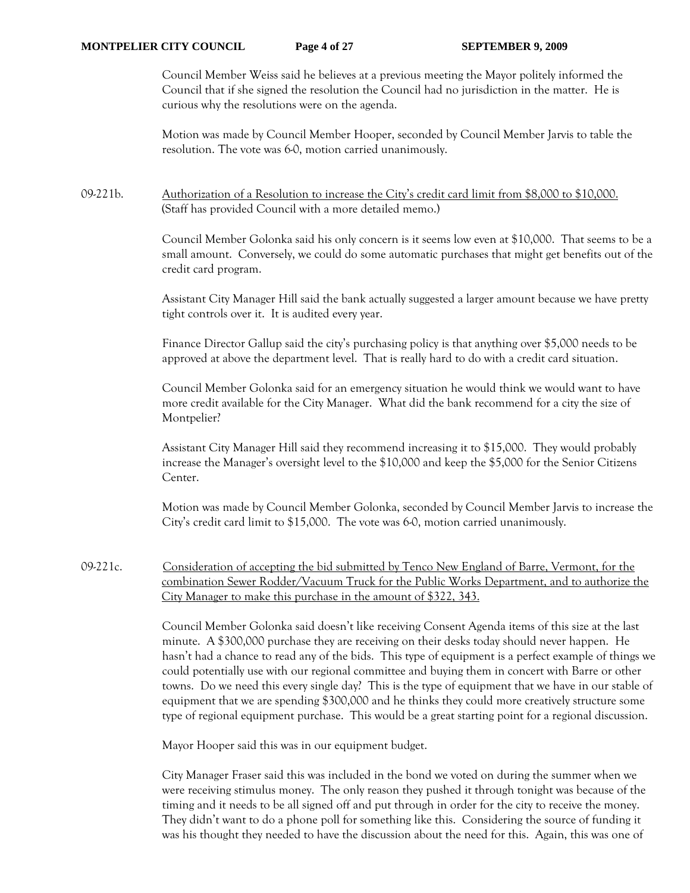Council Member Weiss said he believes at a previous meeting the Mayor politely informed the Council that if she signed the resolution the Council had no jurisdiction in the matter. He is curious why the resolutions were on the agenda.

Motion was made by Council Member Hooper, seconded by Council Member Jarvis to table the resolution. The vote was 6-0, motion carried unanimously.

09-221b. Authorization of a Resolution to increase the City's credit card limit from $8,000 to $10,000. (Staff has provided Council with a more detailed memo.)

Council Member Golonka said his only concern is it seems low even at $10,000. That seems to be a small amount. Conversely, we could do some automatic purchases that might get benefits out of the credit card program.

Assistant City Manager Hill said the bank actually suggested a larger amount because we have pretty tight controls over it. It is audited every year.

Finance Director Gallup said the city's purchasing policy is that anything over $5,000 needs to be approved at above the department level. That is really hard to do with a credit card situation.

Council Member Golonka said for an emergency situation he would think we would want to have more credit available for the City Manager. What did the bank recommend for a city the size of Montpelier?

Assistant City Manager Hill said they recommend increasing it to $15,000. They would probably increase the Manager's oversight level to the $10,000 and keep the $5,000 for the Senior Citizens Center.

Motion was made by Council Member Golonka, seconded by Council Member Jarvis to increase the City's credit card limit to $15,000. The vote was 6-0, motion carried unanimously.

09-221c. Consideration of accepting the bid submitted by Tenco New England of Barre, Vermont, for the combination Sewer Rodder/Vacuum Truck for the Public Works Department, and to authorize the City Manager to make this purchase in the amount of $322, 343.

Council Member Golonka said doesn't like receiving Consent Agenda items of this size at the last minute. A $300,000 purchase they are receiving on their desks today should never happen. He hasn't had a chance to read any of the bids. This type of equipment is a perfect example of things we could potentially use with our regional committee and buying them in concert with Barre or other towns. Do we need this every single day? This is the type of equipment that we have in our stable of equipment that we are spending $300,000 and he thinks they could more creatively structure some type of regional equipment purchase. This would be a great starting point for a regional discussion.

Mayor Hooper said this was in our equipment budget.

City Manager Fraser said this was included in the bond we voted on during the summer when we were receiving stimulus money. The only reason they pushed it through tonight was because of the timing and it needs to be all signed off and put through in order for the city to receive the money. They didn't want to do a phone poll for something like this. Considering the source of funding it was his thought they needed to have the discussion about the need for this. Again, this was one of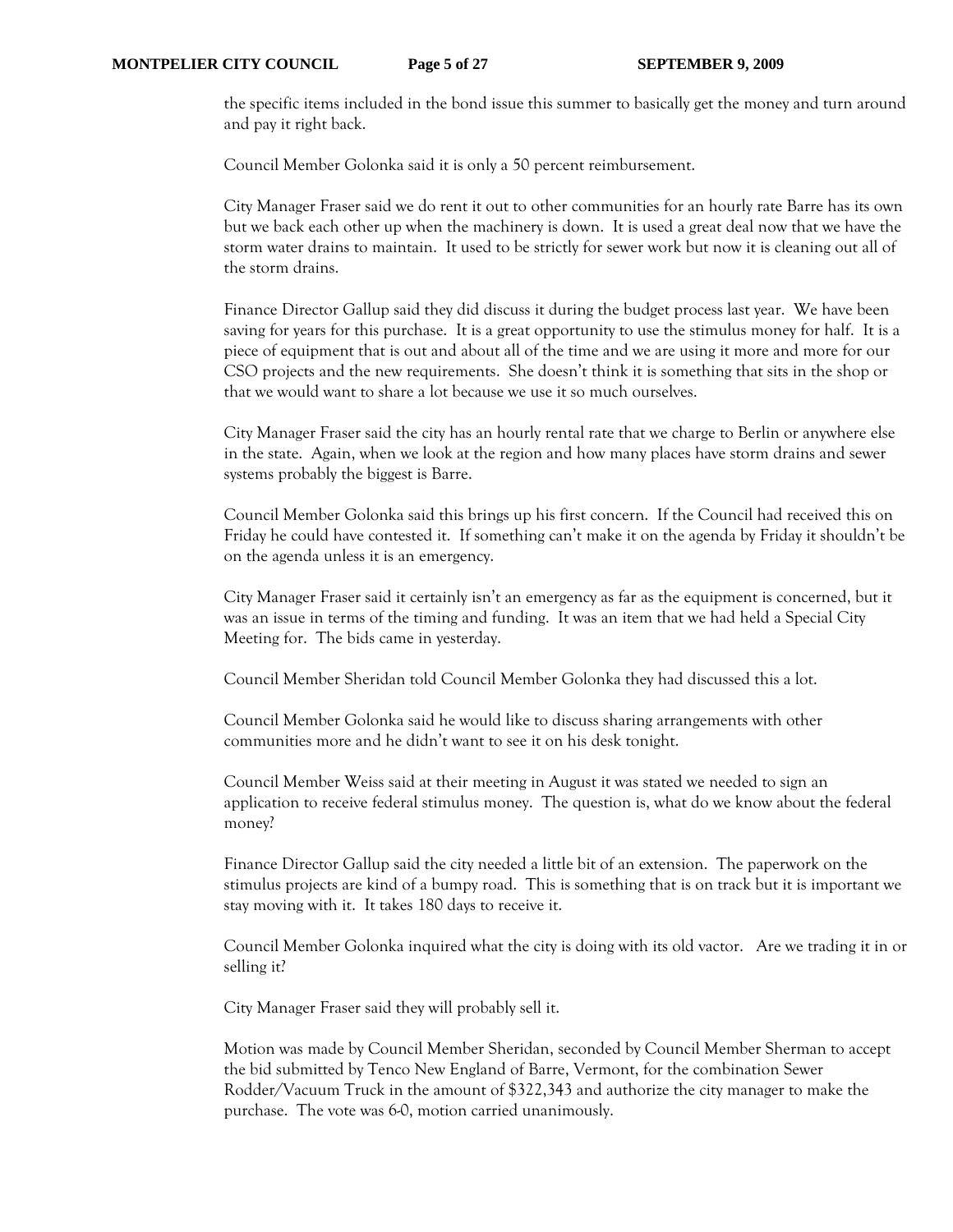the specific items included in the bond issue this summer to basically get the money and turn around and pay it right back.

Council Member Golonka said it is only a 50 percent reimbursement.

City Manager Fraser said we do rent it out to other communities for an hourly rate Barre has its own but we back each other up when the machinery is down. It is used a great deal now that we have the storm water drains to maintain. It used to be strictly for sewer work but now it is cleaning out all of the storm drains.

Finance Director Gallup said they did discuss it during the budget process last year. We have been saving for years for this purchase. It is a great opportunity to use the stimulus money for half. It is a piece of equipment that is out and about all of the time and we are using it more and more for our CSO projects and the new requirements. She doesn't think it is something that sits in the shop or that we would want to share a lot because we use it so much ourselves.

City Manager Fraser said the city has an hourly rental rate that we charge to Berlin or anywhere else in the state. Again, when we look at the region and how many places have storm drains and sewer systems probably the biggest is Barre.

Council Member Golonka said this brings up his first concern. If the Council had received this on Friday he could have contested it. If something can't make it on the agenda by Friday it shouldn't be on the agenda unless it is an emergency.

City Manager Fraser said it certainly isn't an emergency as far as the equipment is concerned, but it was an issue in terms of the timing and funding. It was an item that we had held a Special City Meeting for. The bids came in yesterday.

Council Member Sheridan told Council Member Golonka they had discussed this a lot.

Council Member Golonka said he would like to discuss sharing arrangements with other communities more and he didn't want to see it on his desk tonight.

Council Member Weiss said at their meeting in August it was stated we needed to sign an application to receive federal stimulus money. The question is, what do we know about the federal money?

Finance Director Gallup said the city needed a little bit of an extension. The paperwork on the stimulus projects are kind of a bumpy road. This is something that is on track but it is important we stay moving with it. It takes 180 days to receive it.

Council Member Golonka inquired what the city is doing with its old vactor. Are we trading it in or selling it?

City Manager Fraser said they will probably sell it.

Motion was made by Council Member Sheridan, seconded by Council Member Sherman to accept the bid submitted by Tenco New England of Barre, Vermont, for the combination Sewer Rodder/Vacuum Truck in the amount of $322,343 and authorize the city manager to make the purchase. The vote was 6-0, motion carried unanimously.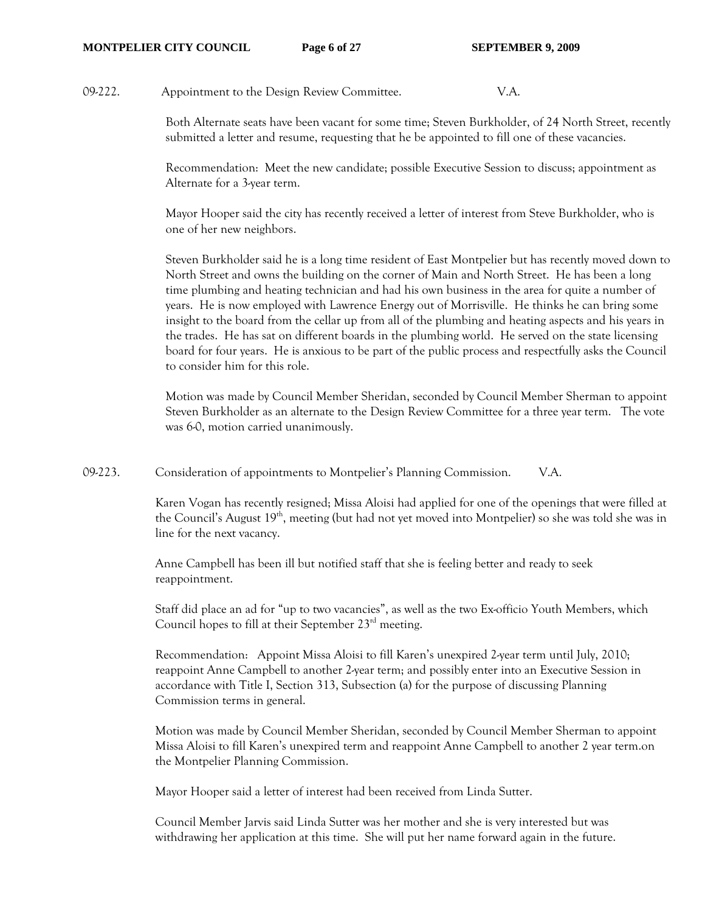09-222. Appointment to the Design Review Committee. V.A.

Both Alternate seats have been vacant for some time; Steven Burkholder, of 24 North Street, recently submitted a letter and resume, requesting that he be appointed to fill one of these vacancies.

Recommendation: Meet the new candidate; possible Executive Session to discuss; appointment as Alternate for a 3-year term.

Mayor Hooper said the city has recently received a letter of interest from Steve Burkholder, who is one of her new neighbors.

Steven Burkholder said he is a long time resident of East Montpelier but has recently moved down to North Street and owns the building on the corner of Main and North Street. He has been a long time plumbing and heating technician and had his own business in the area for quite a number of years. He is now employed with Lawrence Energy out of Morrisville. He thinks he can bring some insight to the board from the cellar up from all of the plumbing and heating aspects and his years in the trades. He has sat on different boards in the plumbing world. He served on the state licensing board for four years. He is anxious to be part of the public process and respectfully asks the Council to consider him for this role.

Motion was made by Council Member Sheridan, seconded by Council Member Sherman to appoint Steven Burkholder as an alternate to the Design Review Committee for a three year term. The vote was 6-0, motion carried unanimously.

09-223. Consideration of appointments to Montpelier's Planning Commission. V.A.

Karen Vogan has recently resigned; Missa Aloisi had applied for one of the openings that were filled at the Council's August 19th, meeting (but had not yet moved into Montpelier) so she was told she was in line for the next vacancy.

Anne Campbell has been ill but notified staff that she is feeling better and ready to seek reappointment.

Staff did place an ad for "up to two vacancies", as well as the two Ex-officio Youth Members, which Council hopes to fill at their September 23rd meeting.

Recommendation: Appoint Missa Aloisi to fill Karen's unexpired 2-year term until July, 2010; reappoint Anne Campbell to another 2-year term; and possibly enter into an Executive Session in accordance with Title I, Section 313, Subsection (a) for the purpose of discussing Planning Commission terms in general.

Motion was made by Council Member Sheridan, seconded by Council Member Sherman to appoint Missa Aloisi to fill Karen's unexpired term and reappoint Anne Campbell to another 2 year term.on the Montpelier Planning Commission.

Mayor Hooper said a letter of interest had been received from Linda Sutter.

Council Member Jarvis said Linda Sutter was her mother and she is very interested but was withdrawing her application at this time. She will put her name forward again in the future.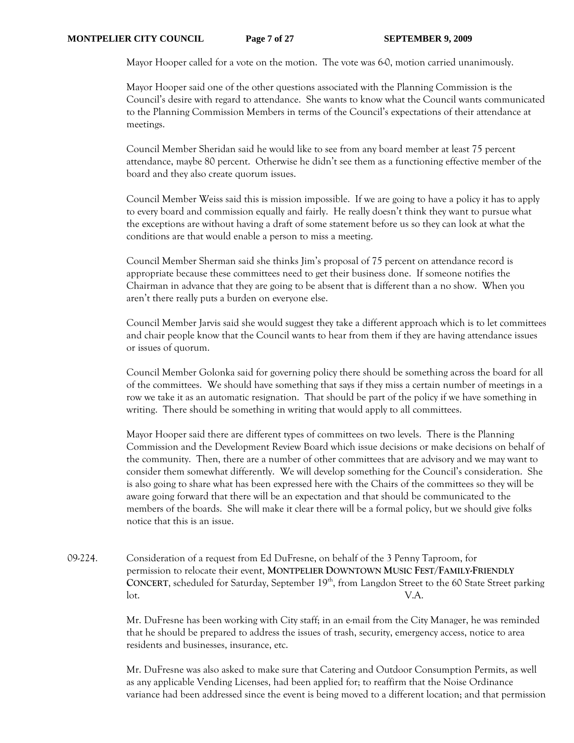Mayor Hooper called for a vote on the motion. The vote was 6-0, motion carried unanimously.

Mayor Hooper said one of the other questions associated with the Planning Commission is the Council's desire with regard to attendance. She wants to know what the Council wants communicated to the Planning Commission Members in terms of the Council's expectations of their attendance at meetings.

Council Member Sheridan said he would like to see from any board member at least 75 percent attendance, maybe 80 percent. Otherwise he didn't see them as a functioning effective member of the board and they also create quorum issues.

Council Member Weiss said this is mission impossible. If we are going to have a policy it has to apply to every board and commission equally and fairly. He really doesn't think they want to pursue what the exceptions are without having a draft of some statement before us so they can look at what the conditions are that would enable a person to miss a meeting.

Council Member Sherman said she thinks Jim's proposal of 75 percent on attendance record is appropriate because these committees need to get their business done. If someone notifies the Chairman in advance that they are going to be absent that is different than a no show. When you aren't there really puts a burden on everyone else.

Council Member Jarvis said she would suggest they take a different approach which is to let committees and chair people know that the Council wants to hear from them if they are having attendance issues or issues of quorum.

Council Member Golonka said for governing policy there should be something across the board for all of the committees. We should have something that says if they miss a certain number of meetings in a row we take it as an automatic resignation. That should be part of the policy if we have something in writing. There should be something in writing that would apply to all committees.

Mayor Hooper said there are different types of committees on two levels. There is the Planning Commission and the Development Review Board which issue decisions or make decisions on behalf of the community. Then, there are a number of other committees that are advisory and we may want to consider them somewhat differently. We will develop something for the Council's consideration. She is also going to share what has been expressed here with the Chairs of the committees so they will be aware going forward that there will be an expectation and that should be communicated to the members of the boards. She will make it clear there will be a formal policy, but we should give folks notice that this is an issue.

09-224. Consideration of a request from Ed DuFresne, on behalf of the 3 Penny Taproom, for permission to relocate their event, **MONTPELIER DOWNTOWN MUSIC FEST/FAMILY-FRIENDLY CONCERT**, scheduled for Saturday, September 19th, from Langdon Street to the 60 State Street parking lot. V.A.

Mr. DuFresne has been working with City staff; in an e-mail from the City Manager, he was reminded that he should be prepared to address the issues of trash, security, emergency access, notice to area residents and businesses, insurance, etc.

Mr. DuFresne was also asked to make sure that Catering and Outdoor Consumption Permits, as well as any applicable Vending Licenses, had been applied for; to reaffirm that the Noise Ordinance variance had been addressed since the event is being moved to a different location; and that permission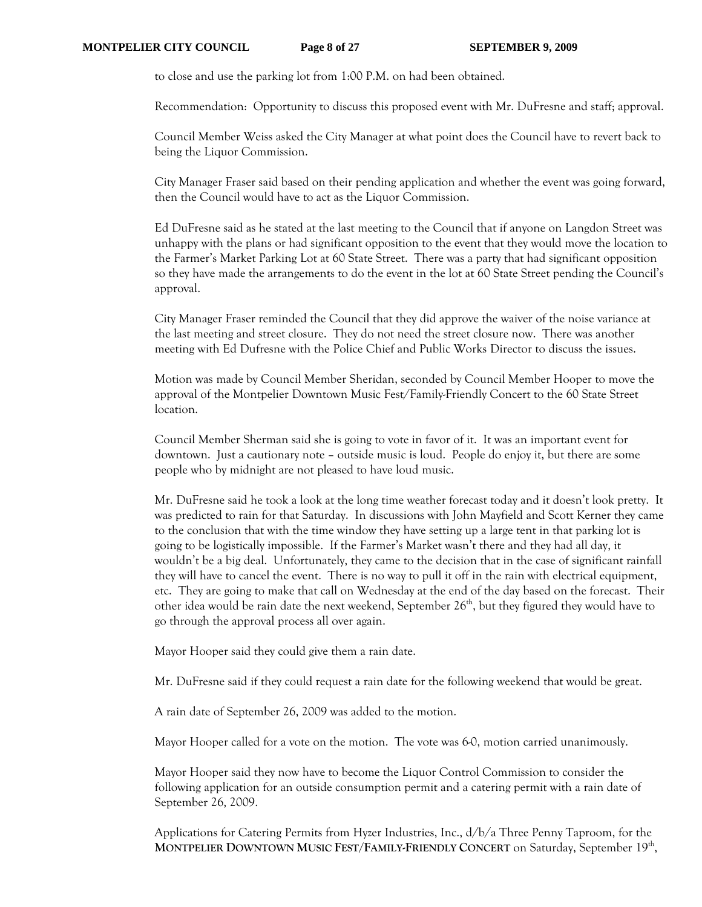to close and use the parking lot from 1:00 P.M. on had been obtained.

Recommendation: Opportunity to discuss this proposed event with Mr. DuFresne and staff; approval.

Council Member Weiss asked the City Manager at what point does the Council have to revert back to being the Liquor Commission.

City Manager Fraser said based on their pending application and whether the event was going forward, then the Council would have to act as the Liquor Commission.

Ed DuFresne said as he stated at the last meeting to the Council that if anyone on Langdon Street was unhappy with the plans or had significant opposition to the event that they would move the location to the Farmer's Market Parking Lot at 60 State Street. There was a party that had significant opposition so they have made the arrangements to do the event in the lot at 60 State Street pending the Council's approval.

City Manager Fraser reminded the Council that they did approve the waiver of the noise variance at the last meeting and street closure. They do not need the street closure now. There was another meeting with Ed Dufresne with the Police Chief and Public Works Director to discuss the issues.

Motion was made by Council Member Sheridan, seconded by Council Member Hooper to move the approval of the Montpelier Downtown Music Fest/Family-Friendly Concert to the 60 State Street location.

Council Member Sherman said she is going to vote in favor of it. It was an important event for downtown. Just a cautionary note – outside music is loud. People do enjoy it, but there are some people who by midnight are not pleased to have loud music.

Mr. DuFresne said he took a look at the long time weather forecast today and it doesn't look pretty. It was predicted to rain for that Saturday. In discussions with John Mayfield and Scott Kerner they came to the conclusion that with the time window they have setting up a large tent in that parking lot is going to be logistically impossible. If the Farmer's Market wasn't there and they had all day, it wouldn't be a big deal. Unfortunately, they came to the decision that in the case of significant rainfall they will have to cancel the event. There is no way to pull it off in the rain with electrical equipment, etc. They are going to make that call on Wednesday at the end of the day based on the forecast. Their other idea would be rain date the next weekend, September 26th, but they figured they would have to go through the approval process all over again.

Mayor Hooper said they could give them a rain date.

Mr. DuFresne said if they could request a rain date for the following weekend that would be great.

A rain date of September 26, 2009 was added to the motion.

Mayor Hooper called for a vote on the motion. The vote was 6-0, motion carried unanimously.

Mayor Hooper said they now have to become the Liquor Control Commission to consider the following application for an outside consumption permit and a catering permit with a rain date of September 26, 2009.

Applications for Catering Permits from Hyzer Industries, Inc., d/b/a Three Penny Taproom, for the **MONTPELIER DOWNTOWN MUSIC FEST/FAMILY-FRIENDLY CONCERT** on Saturday, September 19th,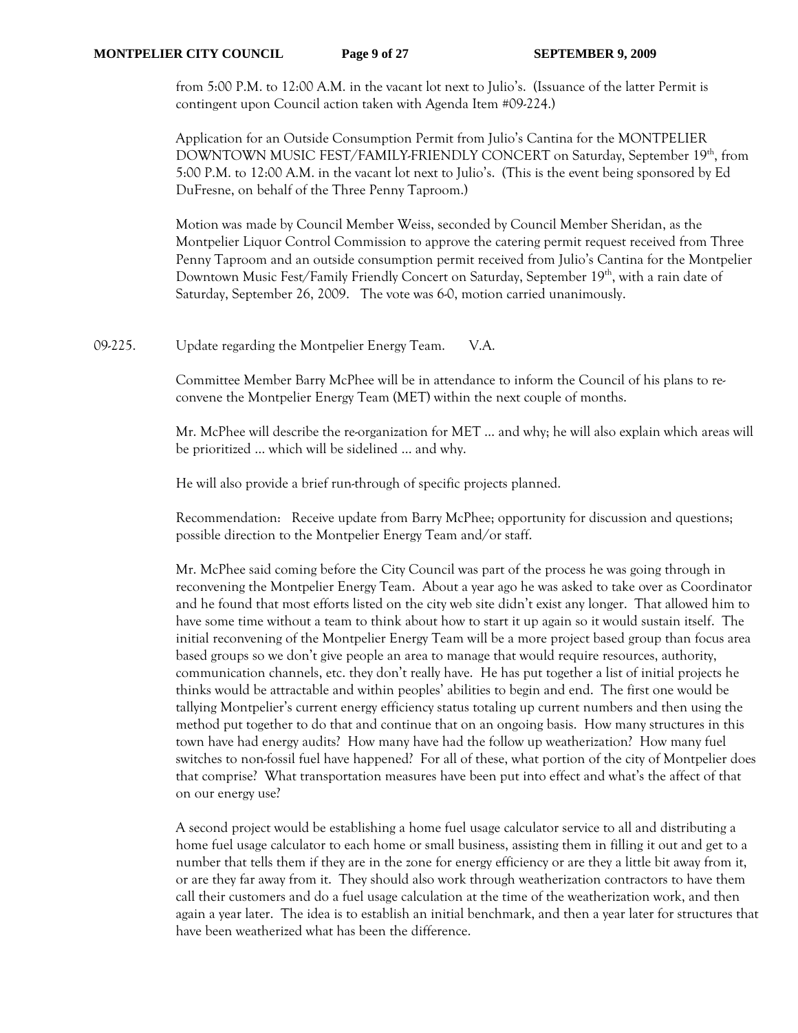from 5:00 P.M. to 12:00 A.M. in the vacant lot next to Julio's. (Issuance of the latter Permit is contingent upon Council action taken with Agenda Item #09-224.)

Application for an Outside Consumption Permit from Julio's Cantina for the MONTPELIER DOWNTOWN MUSIC FEST/FAMILY-FRIENDLY CONCERT on Saturday, September 19th, from 5:00 P.M. to 12:00 A.M. in the vacant lot next to Julio's. (This is the event being sponsored by Ed DuFresne, on behalf of the Three Penny Taproom.)

Motion was made by Council Member Weiss, seconded by Council Member Sheridan, as the Montpelier Liquor Control Commission to approve the catering permit request received from Three Penny Taproom and an outside consumption permit received from Julio's Cantina for the Montpelier Downtown Music Fest/Family Friendly Concert on Saturday, September 19th, with a rain date of Saturday, September 26, 2009. The vote was 6-0, motion carried unanimously.

09-225. Update regarding the Montpelier Energy Team. V.A.

Committee Member Barry McPhee will be in attendance to inform the Council of his plans to re-convene the Montpelier Energy Team (MET) within the next couple of months.

Mr. McPhee will describe the re-organization for MET … and why; he will also explain which areas will be prioritized … which will be sidelined … and why.

He will also provide a brief run-through of specific projects planned.

Recommendation: Receive update from Barry McPhee; opportunity for discussion and questions; possible direction to the Montpelier Energy Team and/or staff.

Mr. McPhee said coming before the City Council was part of the process he was going through in reconvening the Montpelier Energy Team. About a year ago he was asked to take over as Coordinator and he found that most efforts listed on the city web site didn't exist any longer. That allowed him to have some time without a team to think about how to start it up again so it would sustain itself. The initial reconvening of the Montpelier Energy Team will be a more project based group than focus area based groups so we don't give people an area to manage that would require resources, authority, communication channels, etc. they don't really have. He has put together a list of initial projects he thinks would be attractable and within peoples' abilities to begin and end. The first one would be tallying Montpelier's current energy efficiency status totaling up current numbers and then using the method put together to do that and continue that on an ongoing basis. How many structures in this town have had energy audits? How many have had the follow up weatherization? How many fuel switches to non-fossil fuel have happened? For all of these, what portion of the city of Montpelier does that comprise? What transportation measures have been put into effect and what's the affect of that on our energy use?

A second project would be establishing a home fuel usage calculator service to all and distributing a home fuel usage calculator to each home or small business, assisting them in filling it out and get to a number that tells them if they are in the zone for energy efficiency or are they a little bit away from it, or are they far away from it. They should also work through weatherization contractors to have them call their customers and do a fuel usage calculation at the time of the weatherization work, and then again a year later. The idea is to establish an initial benchmark, and then a year later for structures that have been weatherized what has been the difference.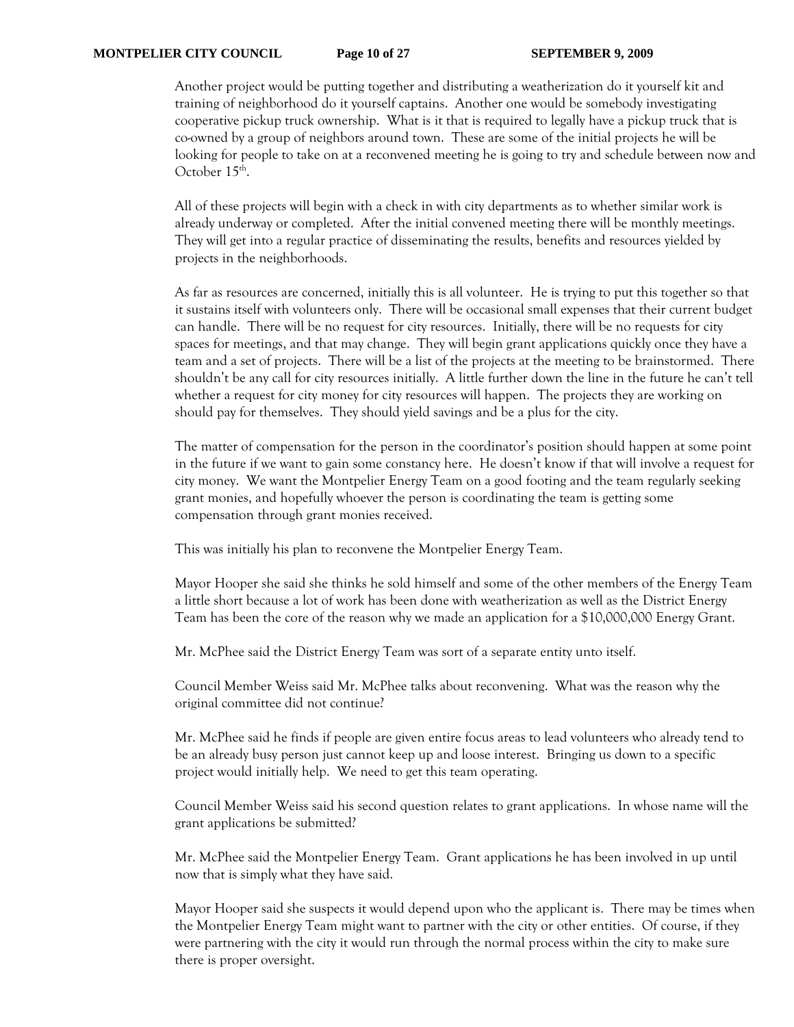Another project would be putting together and distributing a weatherization do it yourself kit and training of neighborhood do it yourself captains. Another one would be somebody investigating cooperative pickup truck ownership. What is it that is required to legally have a pickup truck that is co-owned by a group of neighbors around town. These are some of the initial projects he will be looking for people to take on at a reconvened meeting he is going to try and schedule between now and October 15th.

All of these projects will begin with a check in with city departments as to whether similar work is already underway or completed. After the initial convened meeting there will be monthly meetings. They will get into a regular practice of disseminating the results, benefits and resources yielded by projects in the neighborhoods.

As far as resources are concerned, initially this is all volunteer. He is trying to put this together so that it sustains itself with volunteers only. There will be occasional small expenses that their current budget can handle. There will be no request for city resources. Initially, there will be no requests for city spaces for meetings, and that may change. They will begin grant applications quickly once they have a team and a set of projects. There will be a list of the projects at the meeting to be brainstormed. There shouldn't be any call for city resources initially. A little further down the line in the future he can't tell whether a request for city money for city resources will happen. The projects they are working on should pay for themselves. They should yield savings and be a plus for the city.

The matter of compensation for the person in the coordinator's position should happen at some point in the future if we want to gain some constancy here. He doesn't know if that will involve a request for city money. We want the Montpelier Energy Team on a good footing and the team regularly seeking grant monies, and hopefully whoever the person is coordinating the team is getting some compensation through grant monies received.

This was initially his plan to reconvene the Montpelier Energy Team.

Mayor Hooper she said she thinks he sold himself and some of the other members of the Energy Team a little short because a lot of work has been done with weatherization as well as the District Energy Team has been the core of the reason why we made an application for a $10,000,000 Energy Grant.

Mr. McPhee said the District Energy Team was sort of a separate entity unto itself.

Council Member Weiss said Mr. McPhee talks about reconvening. What was the reason why the original committee did not continue?

Mr. McPhee said he finds if people are given entire focus areas to lead volunteers who already tend to be an already busy person just cannot keep up and loose interest. Bringing us down to a specific project would initially help. We need to get this team operating.

Council Member Weiss said his second question relates to grant applications. In whose name will the grant applications be submitted?

Mr. McPhee said the Montpelier Energy Team. Grant applications he has been involved in up until now that is simply what they have said.

Mayor Hooper said she suspects it would depend upon who the applicant is. There may be times when the Montpelier Energy Team might want to partner with the city or other entities. Of course, if they were partnering with the city it would run through the normal process within the city to make sure there is proper oversight.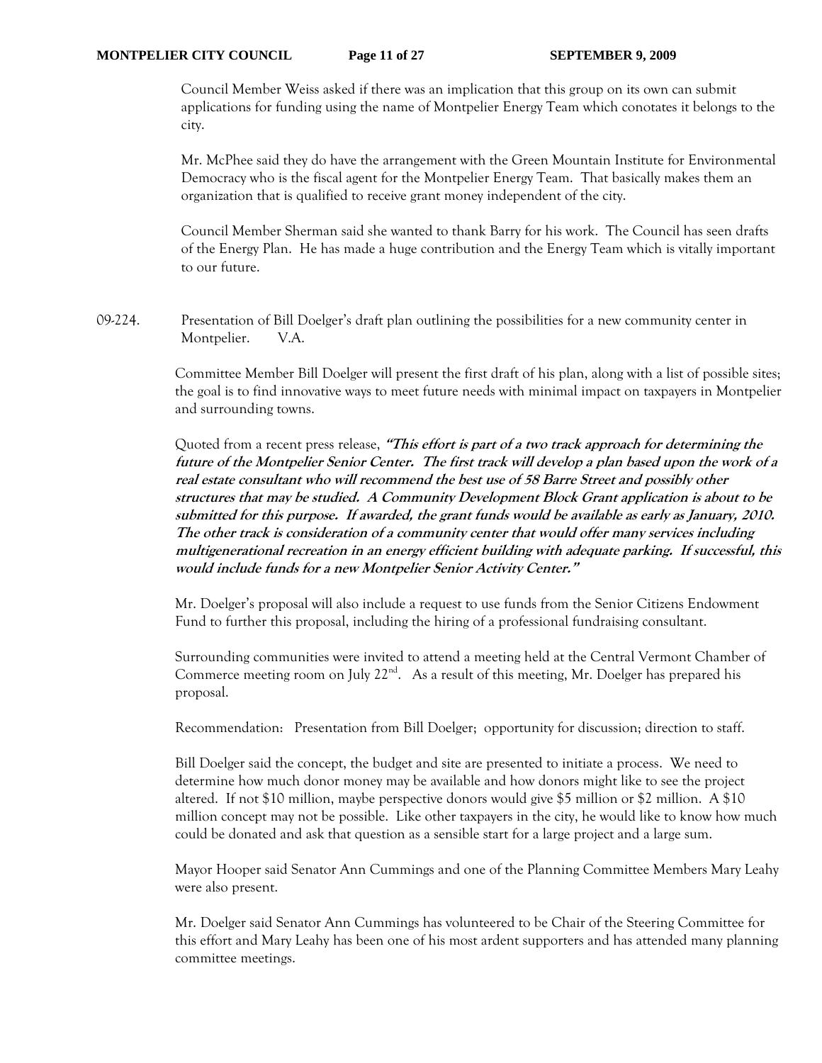Council Member Weiss asked if there was an implication that this group on its own can submit applications for funding using the name of Montpelier Energy Team which conotates it belongs to the city.

Mr. McPhee said they do have the arrangement with the Green Mountain Institute for Environmental Democracy who is the fiscal agent for the Montpelier Energy Team. That basically makes them an organization that is qualified to receive grant money independent of the city.

Council Member Sherman said she wanted to thank Barry for his work. The Council has seen drafts of the Energy Plan. He has made a huge contribution and the Energy Team which is vitally important to our future.

09-224. Presentation of Bill Doelger's draft plan outlining the possibilities for a new community center in Montpelier. V.A.

Committee Member Bill Doelger will present the first draft of his plan, along with a list of possible sites; the goal is to find innovative ways to meet future needs with minimal impact on taxpayers in Montpelier and surrounding towns.

Quoted from a recent press release, ***"This effort is part of a two track approach for determining the future of the Montpelier Senior Center. The first track will develop a plan based upon the work of a real estate consultant who will recommend the best use of 58 Barre Street and possibly other structures that may be studied. A Community Development Block Grant application is about to be submitted for this purpose. If awarded, the grant funds would be available as early as January, 2010. The other track is consideration of a community center that would offer many services including multigenerational recreation in an energy efficient building with adequate parking. If successful, this would include funds for a new Montpelier Senior Activity Center."***

Mr. Doelger's proposal will also include a request to use funds from the Senior Citizens Endowment Fund to further this proposal, including the hiring of a professional fundraising consultant.

Surrounding communities were invited to attend a meeting held at the Central Vermont Chamber of Commerce meeting room on July 22nd. As a result of this meeting, Mr. Doelger has prepared his proposal.

Recommendation: Presentation from Bill Doelger; opportunity for discussion; direction to staff.

Bill Doelger said the concept, the budget and site are presented to initiate a process. We need to determine how much donor money may be available and how donors might like to see the project altered. If not $10 million, maybe perspective donors would give $5 million or $2 million. A $10 million concept may not be possible. Like other taxpayers in the city, he would like to know how much could be donated and ask that question as a sensible start for a large project and a large sum.

Mayor Hooper said Senator Ann Cummings and one of the Planning Committee Members Mary Leahy were also present.

Mr. Doelger said Senator Ann Cummings has volunteered to be Chair of the Steering Committee for this effort and Mary Leahy has been one of his most ardent supporters and has attended many planning committee meetings.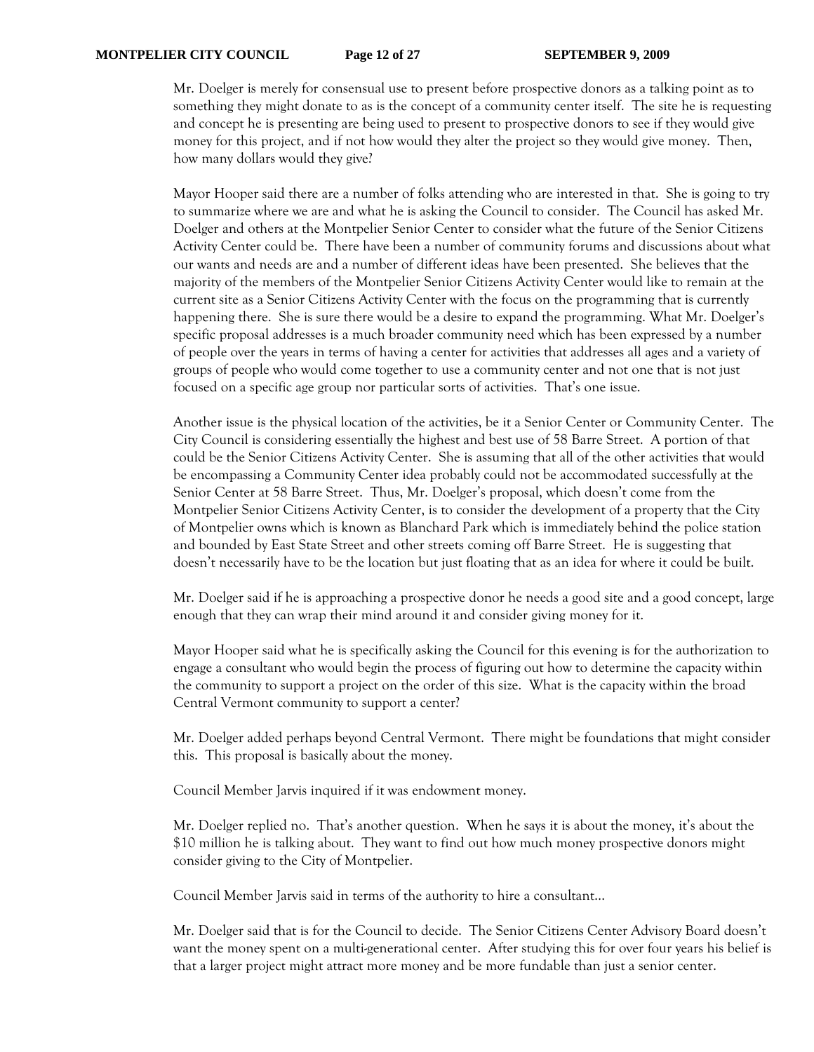Mr. Doelger is merely for consensual use to present before prospective donors as a talking point as to something they might donate to as is the concept of a community center itself. The site he is requesting and concept he is presenting are being used to present to prospective donors to see if they would give money for this project, and if not how would they alter the project so they would give money. Then, how many dollars would they give?

Mayor Hooper said there are a number of folks attending who are interested in that. She is going to try to summarize where we are and what he is asking the Council to consider. The Council has asked Mr. Doelger and others at the Montpelier Senior Center to consider what the future of the Senior Citizens Activity Center could be. There have been a number of community forums and discussions about what our wants and needs are and a number of different ideas have been presented. She believes that the majority of the members of the Montpelier Senior Citizens Activity Center would like to remain at the current site as a Senior Citizens Activity Center with the focus on the programming that is currently happening there. She is sure there would be a desire to expand the programming. What Mr. Doelger's specific proposal addresses is a much broader community need which has been expressed by a number of people over the years in terms of having a center for activities that addresses all ages and a variety of groups of people who would come together to use a community center and not one that is not just focused on a specific age group nor particular sorts of activities. That's one issue.

Another issue is the physical location of the activities, be it a Senior Center or Community Center. The City Council is considering essentially the highest and best use of 58 Barre Street. A portion of that could be the Senior Citizens Activity Center. She is assuming that all of the other activities that would be encompassing a Community Center idea probably could not be accommodated successfully at the Senior Center at 58 Barre Street. Thus, Mr. Doelger's proposal, which doesn't come from the Montpelier Senior Citizens Activity Center, is to consider the development of a property that the City of Montpelier owns which is known as Blanchard Park which is immediately behind the police station and bounded by East State Street and other streets coming off Barre Street. He is suggesting that doesn't necessarily have to be the location but just floating that as an idea for where it could be built.

Mr. Doelger said if he is approaching a prospective donor he needs a good site and a good concept, large enough that they can wrap their mind around it and consider giving money for it.

Mayor Hooper said what he is specifically asking the Council for this evening is for the authorization to engage a consultant who would begin the process of figuring out how to determine the capacity within the community to support a project on the order of this size. What is the capacity within the broad Central Vermont community to support a center?

Mr. Doelger added perhaps beyond Central Vermont. There might be foundations that might consider this. This proposal is basically about the money.

Council Member Jarvis inquired if it was endowment money.

Mr. Doelger replied no. That's another question. When he says it is about the money, it's about the $10 million he is talking about. They want to find out how much money prospective donors might consider giving to the City of Montpelier.

Council Member Jarvis said in terms of the authority to hire a consultant…

Mr. Doelger said that is for the Council to decide. The Senior Citizens Center Advisory Board doesn't want the money spent on a multi-generational center. After studying this for over four years his belief is that a larger project might attract more money and be more fundable than just a senior center.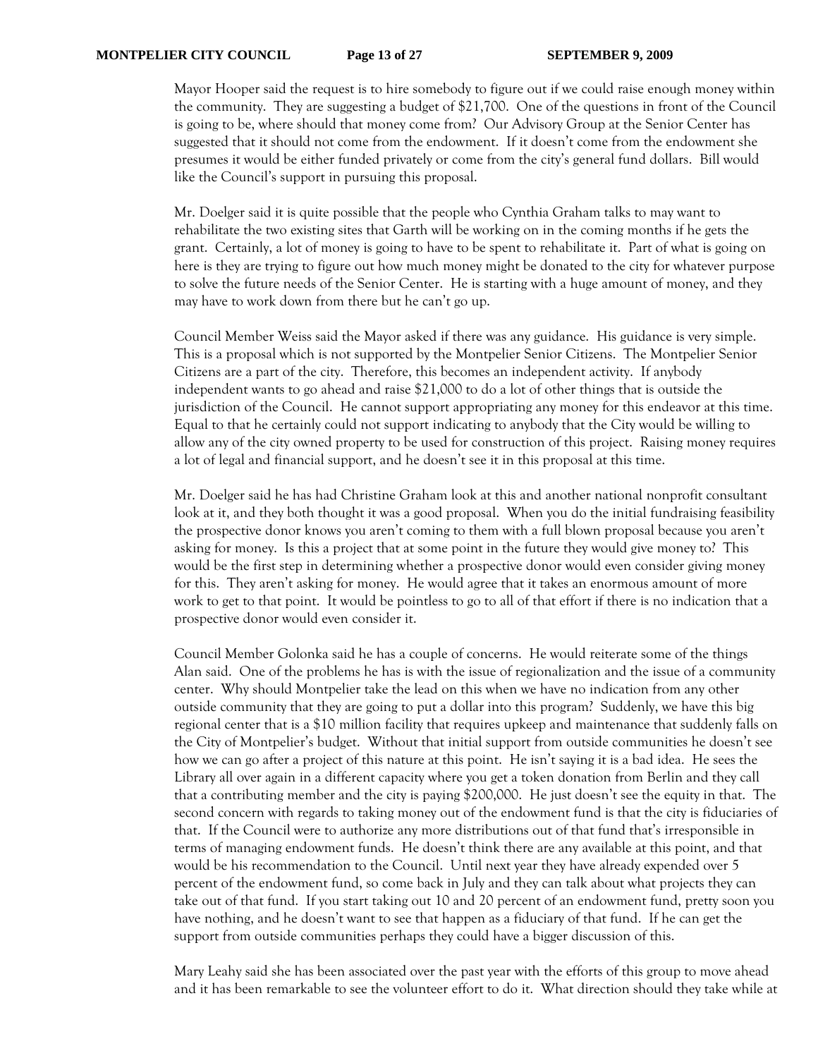Mayor Hooper said the request is to hire somebody to figure out if we could raise enough money within the community. They are suggesting a budget of $21,700. One of the questions in front of the Council is going to be, where should that money come from? Our Advisory Group at the Senior Center has suggested that it should not come from the endowment. If it doesn't come from the endowment she presumes it would be either funded privately or come from the city's general fund dollars. Bill would like the Council's support in pursuing this proposal.

Mr. Doelger said it is quite possible that the people who Cynthia Graham talks to may want to rehabilitate the two existing sites that Garth will be working on in the coming months if he gets the grant. Certainly, a lot of money is going to have to be spent to rehabilitate it. Part of what is going on here is they are trying to figure out how much money might be donated to the city for whatever purpose to solve the future needs of the Senior Center. He is starting with a huge amount of money, and they may have to work down from there but he can't go up.

Council Member Weiss said the Mayor asked if there was any guidance. His guidance is very simple. This is a proposal which is not supported by the Montpelier Senior Citizens. The Montpelier Senior Citizens are a part of the city. Therefore, this becomes an independent activity. If anybody independent wants to go ahead and raise $21,000 to do a lot of other things that is outside the jurisdiction of the Council. He cannot support appropriating any money for this endeavor at this time. Equal to that he certainly could not support indicating to anybody that the City would be willing to allow any of the city owned property to be used for construction of this project. Raising money requires a lot of legal and financial support, and he doesn't see it in this proposal at this time.

Mr. Doelger said he has had Christine Graham look at this and another national nonprofit consultant look at it, and they both thought it was a good proposal. When you do the initial fundraising feasibility the prospective donor knows you aren't coming to them with a full blown proposal because you aren't asking for money. Is this a project that at some point in the future they would give money to? This would be the first step in determining whether a prospective donor would even consider giving money for this. They aren't asking for money. He would agree that it takes an enormous amount of more work to get to that point. It would be pointless to go to all of that effort if there is no indication that a prospective donor would even consider it.

Council Member Golonka said he has a couple of concerns. He would reiterate some of the things Alan said. One of the problems he has is with the issue of regionalization and the issue of a community center. Why should Montpelier take the lead on this when we have no indication from any other outside community that they are going to put a dollar into this program? Suddenly, we have this big regional center that is a $10 million facility that requires upkeep and maintenance that suddenly falls on the City of Montpelier's budget. Without that initial support from outside communities he doesn't see how we can go after a project of this nature at this point. He isn't saying it is a bad idea. He sees the Library all over again in a different capacity where you get a token donation from Berlin and they call that a contributing member and the city is paying $200,000. He just doesn't see the equity in that. The second concern with regards to taking money out of the endowment fund is that the city is fiduciaries of that. If the Council were to authorize any more distributions out of that fund that's irresponsible in terms of managing endowment funds. He doesn't think there are any available at this point, and that would be his recommendation to the Council. Until next year they have already expended over 5 percent of the endowment fund, so come back in July and they can talk about what projects they can take out of that fund. If you start taking out 10 and 20 percent of an endowment fund, pretty soon you have nothing, and he doesn't want to see that happen as a fiduciary of that fund. If he can get the support from outside communities perhaps they could have a bigger discussion of this.

Mary Leahy said she has been associated over the past year with the efforts of this group to move ahead and it has been remarkable to see the volunteer effort to do it. What direction should they take while at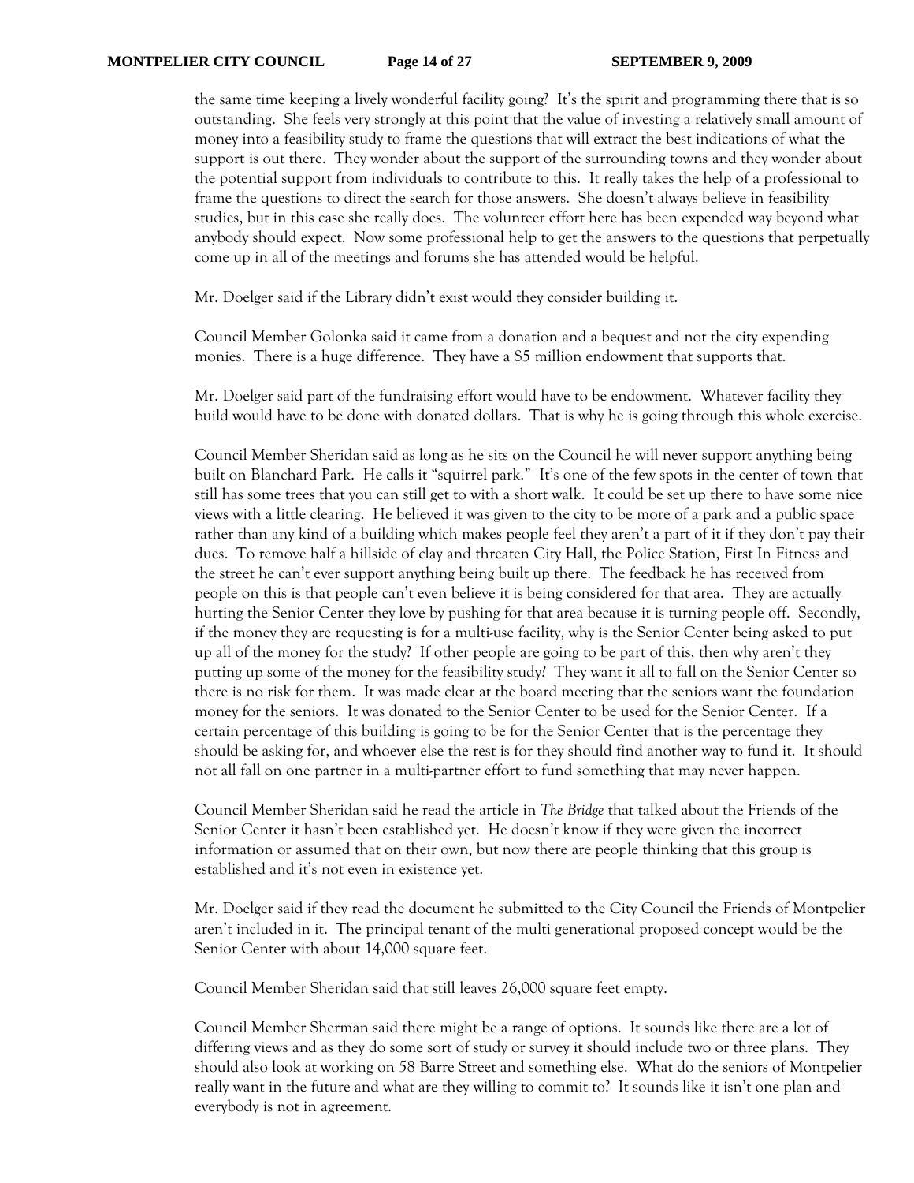the same time keeping a lively wonderful facility going? It's the spirit and programming there that is so outstanding. She feels very strongly at this point that the value of investing a relatively small amount of money into a feasibility study to frame the questions that will extract the best indications of what the support is out there. They wonder about the support of the surrounding towns and they wonder about the potential support from individuals to contribute to this. It really takes the help of a professional to frame the questions to direct the search for those answers. She doesn't always believe in feasibility studies, but in this case she really does. The volunteer effort here has been expended way beyond what anybody should expect. Now some professional help to get the answers to the questions that perpetually come up in all of the meetings and forums she has attended would be helpful.

Mr. Doelger said if the Library didn't exist would they consider building it.

Council Member Golonka said it came from a donation and a bequest and not the city expending monies. There is a huge difference. They have a $5 million endowment that supports that.

Mr. Doelger said part of the fundraising effort would have to be endowment. Whatever facility they build would have to be done with donated dollars. That is why he is going through this whole exercise.

Council Member Sheridan said as long as he sits on the Council he will never support anything being built on Blanchard Park. He calls it "squirrel park." It's one of the few spots in the center of town that still has some trees that you can still get to with a short walk. It could be set up there to have some nice views with a little clearing. He believed it was given to the city to be more of a park and a public space rather than any kind of a building which makes people feel they aren't a part of it if they don't pay their dues. To remove half a hillside of clay and threaten City Hall, the Police Station, First In Fitness and the street he can't ever support anything being built up there. The feedback he has received from people on this is that people can't even believe it is being considered for that area. They are actually hurting the Senior Center they love by pushing for that area because it is turning people off. Secondly, if the money they are requesting is for a multi-use facility, why is the Senior Center being asked to put up all of the money for the study? If other people are going to be part of this, then why aren't they putting up some of the money for the feasibility study? They want it all to fall on the Senior Center so there is no risk for them. It was made clear at the board meeting that the seniors want the foundation money for the seniors. It was donated to the Senior Center to be used for the Senior Center. If a certain percentage of this building is going to be for the Senior Center that is the percentage they should be asking for, and whoever else the rest is for they should find another way to fund it. It should not all fall on one partner in a multi-partner effort to fund something that may never happen.

Council Member Sheridan said he read the article in *The Bridge* that talked about the Friends of the Senior Center it hasn't been established yet. He doesn't know if they were given the incorrect information or assumed that on their own, but now there are people thinking that this group is established and it's not even in existence yet.

Mr. Doelger said if they read the document he submitted to the City Council the Friends of Montpelier aren't included in it. The principal tenant of the multi generational proposed concept would be the Senior Center with about 14,000 square feet.

Council Member Sheridan said that still leaves 26,000 square feet empty.

Council Member Sherman said there might be a range of options. It sounds like there are a lot of differing views and as they do some sort of study or survey it should include two or three plans. They should also look at working on 58 Barre Street and something else. What do the seniors of Montpelier really want in the future and what are they willing to commit to? It sounds like it isn't one plan and everybody is not in agreement.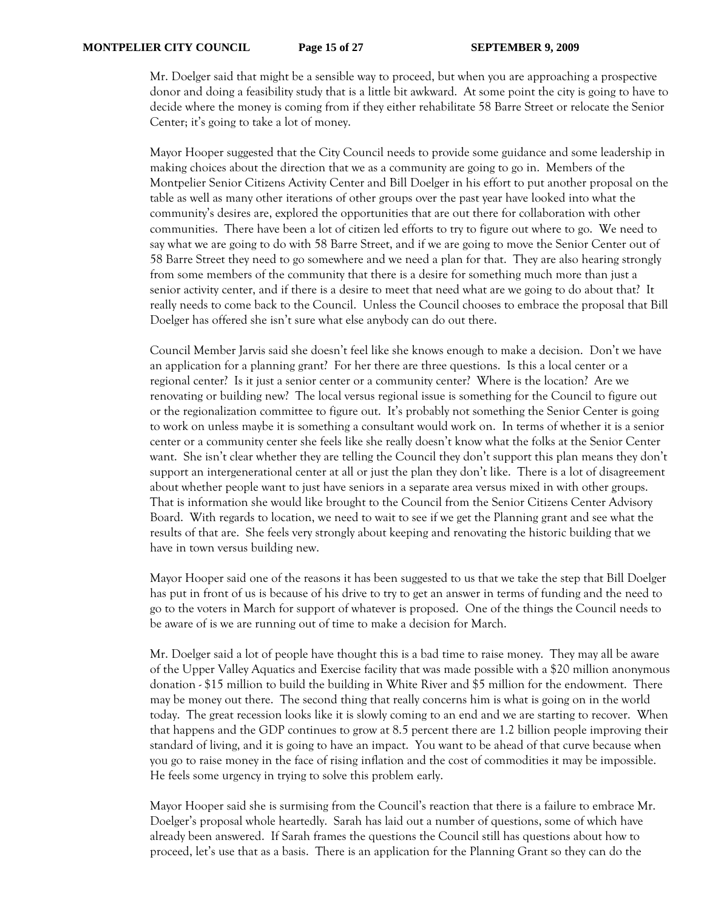Mr. Doelger said that might be a sensible way to proceed, but when you are approaching a prospective donor and doing a feasibility study that is a little bit awkward. At some point the city is going to have to decide where the money is coming from if they either rehabilitate 58 Barre Street or relocate the Senior Center; it's going to take a lot of money.

Mayor Hooper suggested that the City Council needs to provide some guidance and some leadership in making choices about the direction that we as a community are going to go in. Members of the Montpelier Senior Citizens Activity Center and Bill Doelger in his effort to put another proposal on the table as well as many other iterations of other groups over the past year have looked into what the community's desires are, explored the opportunities that are out there for collaboration with other communities. There have been a lot of citizen led efforts to try to figure out where to go. We need to say what we are going to do with 58 Barre Street, and if we are going to move the Senior Center out of 58 Barre Street they need to go somewhere and we need a plan for that. They are also hearing strongly from some members of the community that there is a desire for something much more than just a senior activity center, and if there is a desire to meet that need what are we going to do about that? It really needs to come back to the Council. Unless the Council chooses to embrace the proposal that Bill Doelger has offered she isn't sure what else anybody can do out there.

Council Member Jarvis said she doesn't feel like she knows enough to make a decision. Don't we have an application for a planning grant? For her there are three questions. Is this a local center or a regional center? Is it just a senior center or a community center? Where is the location? Are we renovating or building new? The local versus regional issue is something for the Council to figure out or the regionalization committee to figure out. It's probably not something the Senior Center is going to work on unless maybe it is something a consultant would work on. In terms of whether it is a senior center or a community center she feels like she really doesn't know what the folks at the Senior Center want. She isn't clear whether they are telling the Council they don't support this plan means they don't support an intergenerational center at all or just the plan they don't like. There is a lot of disagreement about whether people want to just have seniors in a separate area versus mixed in with other groups. That is information she would like brought to the Council from the Senior Citizens Center Advisory Board. With regards to location, we need to wait to see if we get the Planning grant and see what the results of that are. She feels very strongly about keeping and renovating the historic building that we have in town versus building new.

Mayor Hooper said one of the reasons it has been suggested to us that we take the step that Bill Doelger has put in front of us is because of his drive to try to get an answer in terms of funding and the need to go to the voters in March for support of whatever is proposed. One of the things the Council needs to be aware of is we are running out of time to make a decision for March.

Mr. Doelger said a lot of people have thought this is a bad time to raise money. They may all be aware of the Upper Valley Aquatics and Exercise facility that was made possible with a $20 million anonymous donation - $15 million to build the building in White River and $5 million for the endowment. There may be money out there. The second thing that really concerns him is what is going on in the world today. The great recession looks like it is slowly coming to an end and we are starting to recover. When that happens and the GDP continues to grow at 8.5 percent there are 1.2 billion people improving their standard of living, and it is going to have an impact. You want to be ahead of that curve because when you go to raise money in the face of rising inflation and the cost of commodities it may be impossible. He feels some urgency in trying to solve this problem early.

Mayor Hooper said she is surmising from the Council's reaction that there is a failure to embrace Mr. Doelger's proposal whole heartedly. Sarah has laid out a number of questions, some of which have already been answered. If Sarah frames the questions the Council still has questions about how to proceed, let's use that as a basis. There is an application for the Planning Grant so they can do the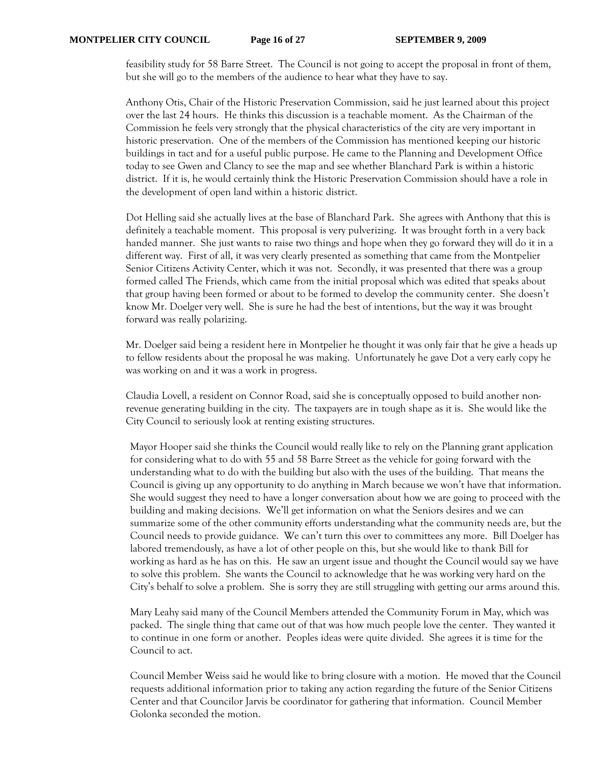feasibility study for 58 Barre Street. The Council is not going to accept the proposal in front of them, but she will go to the members of the audience to hear what they have to say.

Anthony Otis, Chair of the Historic Preservation Commission, said he just learned about this project over the last 24 hours. He thinks this discussion is a teachable moment. As the Chairman of the Commission he feels very strongly that the physical characteristics of the city are very important in historic preservation. One of the members of the Commission has mentioned keeping our historic buildings in tact and for a useful public purpose. He came to the Planning and Development Office today to see Gwen and Clancy to see the map and see whether Blanchard Park is within a historic district. If it is, he would certainly think the Historic Preservation Commission should have a role in the development of open land within a historic district.

Dot Helling said she actually lives at the base of Blanchard Park. She agrees with Anthony that this is definitely a teachable moment. This proposal is very pulverizing. It was brought forth in a very back handed manner. She just wants to raise two things and hope when they go forward they will do it in a different way. First of all, it was very clearly presented as something that came from the Montpelier Senior Citizens Activity Center, which it was not. Secondly, it was presented that there was a group formed called The Friends, which came from the initial proposal which was edited that speaks about that group having been formed or about to be formed to develop the community center. She doesn't know Mr. Doelger very well. She is sure he had the best of intentions, but the way it was brought forward was really polarizing.

Mr. Doelger said being a resident here in Montpelier he thought it was only fair that he give a heads up to fellow residents about the proposal he was making. Unfortunately he gave Dot a very early copy he was working on and it was a work in progress.

Claudia Lovell, a resident on Connor Road, said she is conceptually opposed to build another non-revenue generating building in the city. The taxpayers are in tough shape as it is. She would like the City Council to seriously look at renting existing structures.

Mayor Hooper said she thinks the Council would really like to rely on the Planning grant application for considering what to do with 55 and 58 Barre Street as the vehicle for going forward with the understanding what to do with the building but also with the uses of the building. That means the Council is giving up any opportunity to do anything in March because we won't have that information. She would suggest they need to have a longer conversation about how we are going to proceed with the building and making decisions. We'll get information on what the Seniors desires and we can summarize some of the other community efforts understanding what the community needs are, but the Council needs to provide guidance. We can't turn this over to committees any more. Bill Doelger has labored tremendously, as have a lot of other people on this, but she would like to thank Bill for working as hard as he has on this. He saw an urgent issue and thought the Council would say we have to solve this problem. She wants the Council to acknowledge that he was working very hard on the City's behalf to solve a problem. She is sorry they are still struggling with getting our arms around this.

Mary Leahy said many of the Council Members attended the Community Forum in May, which was packed. The single thing that came out of that was how much people love the center. They wanted it to continue in one form or another. Peoples ideas were quite divided. She agrees it is time for the Council to act.

Council Member Weiss said he would like to bring closure with a motion. He moved that the Council requests additional information prior to taking any action regarding the future of the Senior Citizens Center and that Councilor Jarvis be coordinator for gathering that information. Council Member Golonka seconded the motion.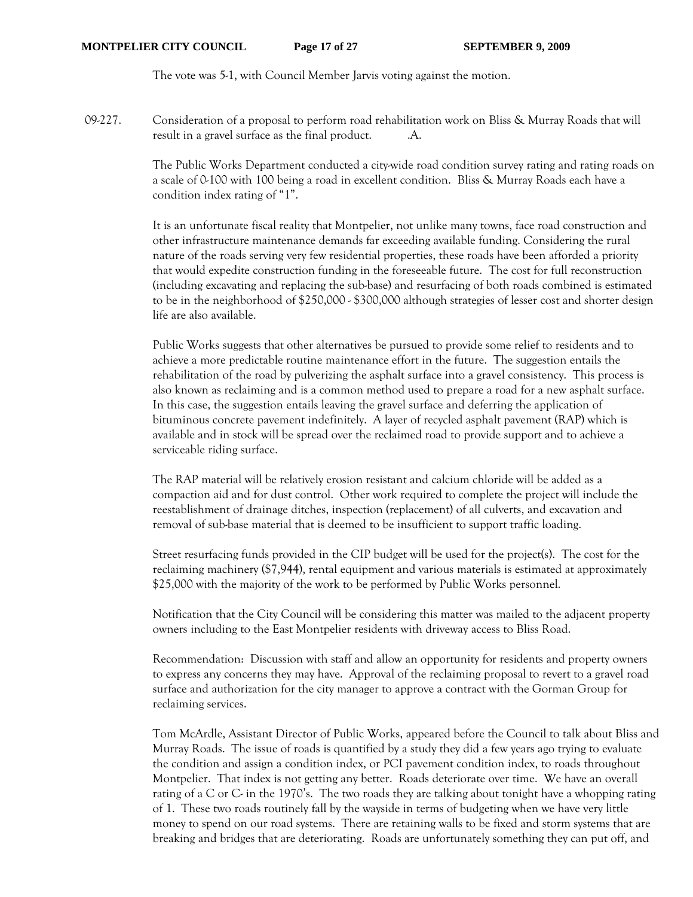The vote was 5-1, with Council Member Jarvis voting against the motion.

09-227. Consideration of a proposal to perform road rehabilitation work on Bliss & Murray Roads that will result in a gravel surface as the final product. .A.

The Public Works Department conducted a city-wide road condition survey rating and rating roads on a scale of 0-100 with 100 being a road in excellent condition. Bliss & Murray Roads each have a condition index rating of "1".

It is an unfortunate fiscal reality that Montpelier, not unlike many towns, face road construction and other infrastructure maintenance demands far exceeding available funding. Considering the rural nature of the roads serving very few residential properties, these roads have been afforded a priority that would expedite construction funding in the foreseeable future. The cost for full reconstruction (including excavating and replacing the sub-base) and resurfacing of both roads combined is estimated to be in the neighborhood of $250,000 - $300,000 although strategies of lesser cost and shorter design life are also available.

Public Works suggests that other alternatives be pursued to provide some relief to residents and to achieve a more predictable routine maintenance effort in the future. The suggestion entails the rehabilitation of the road by pulverizing the asphalt surface into a gravel consistency. This process is also known as reclaiming and is a common method used to prepare a road for a new asphalt surface. In this case, the suggestion entails leaving the gravel surface and deferring the application of bituminous concrete pavement indefinitely. A layer of recycled asphalt pavement (RAP) which is available and in stock will be spread over the reclaimed road to provide support and to achieve a serviceable riding surface.

The RAP material will be relatively erosion resistant and calcium chloride will be added as a compaction aid and for dust control. Other work required to complete the project will include the reestablishment of drainage ditches, inspection (replacement) of all culverts, and excavation and removal of sub-base material that is deemed to be insufficient to support traffic loading.

Street resurfacing funds provided in the CIP budget will be used for the project(s). The cost for the reclaiming machinery ($7,944), rental equipment and various materials is estimated at approximately $25,000 with the majority of the work to be performed by Public Works personnel.

Notification that the City Council will be considering this matter was mailed to the adjacent property owners including to the East Montpelier residents with driveway access to Bliss Road.

Recommendation: Discussion with staff and allow an opportunity for residents and property owners to express any concerns they may have. Approval of the reclaiming proposal to revert to a gravel road surface and authorization for the city manager to approve a contract with the Gorman Group for reclaiming services.

Tom McArdle, Assistant Director of Public Works, appeared before the Council to talk about Bliss and Murray Roads. The issue of roads is quantified by a study they did a few years ago trying to evaluate the condition and assign a condition index, or PCI pavement condition index, to roads throughout Montpelier. That index is not getting any better. Roads deteriorate over time. We have an overall rating of a C or C- in the 1970's. The two roads they are talking about tonight have a whopping rating of 1. These two roads routinely fall by the wayside in terms of budgeting when we have very little money to spend on our road systems. There are retaining walls to be fixed and storm systems that are breaking and bridges that are deteriorating. Roads are unfortunately something they can put off, and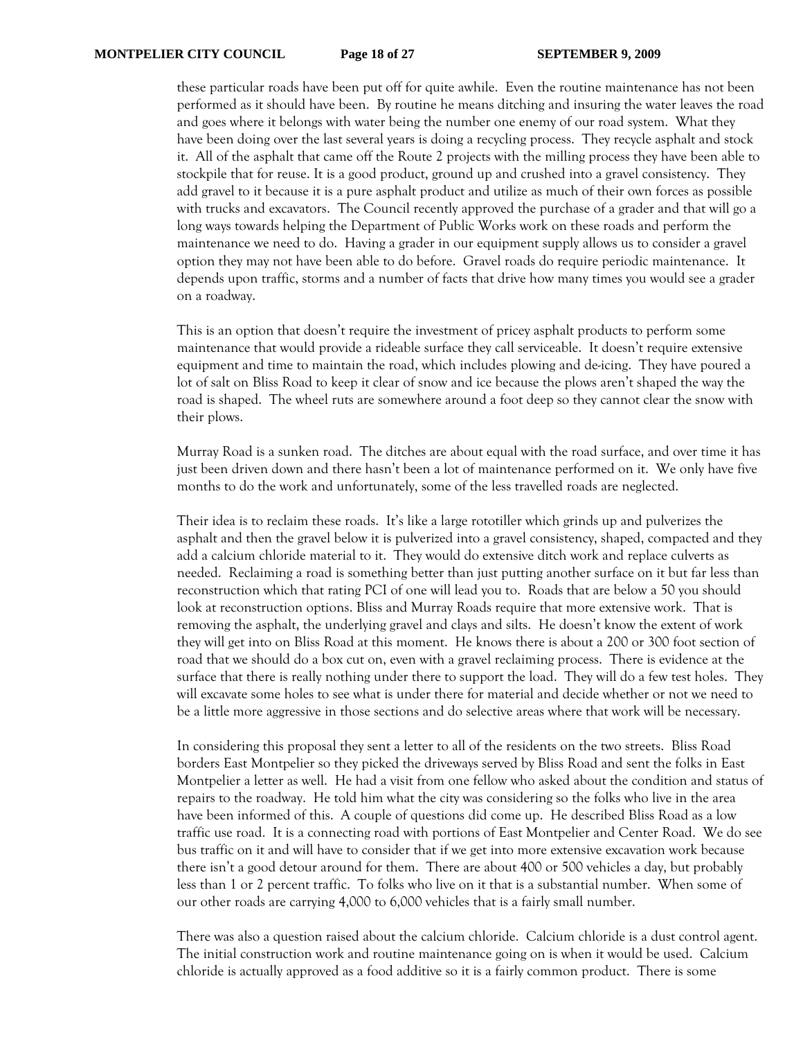these particular roads have been put off for quite awhile. Even the routine maintenance has not been performed as it should have been. By routine he means ditching and insuring the water leaves the road and goes where it belongs with water being the number one enemy of our road system. What they have been doing over the last several years is doing a recycling process. They recycle asphalt and stock it. All of the asphalt that came off the Route 2 projects with the milling process they have been able to stockpile that for reuse. It is a good product, ground up and crushed into a gravel consistency. They add gravel to it because it is a pure asphalt product and utilize as much of their own forces as possible with trucks and excavators. The Council recently approved the purchase of a grader and that will go a long ways towards helping the Department of Public Works work on these roads and perform the maintenance we need to do. Having a grader in our equipment supply allows us to consider a gravel option they may not have been able to do before. Gravel roads do require periodic maintenance. It depends upon traffic, storms and a number of facts that drive how many times you would see a grader on a roadway.

This is an option that doesn't require the investment of pricey asphalt products to perform some maintenance that would provide a rideable surface they call serviceable. It doesn't require extensive equipment and time to maintain the road, which includes plowing and de-icing. They have poured a lot of salt on Bliss Road to keep it clear of snow and ice because the plows aren't shaped the way the road is shaped. The wheel ruts are somewhere around a foot deep so they cannot clear the snow with their plows.

Murray Road is a sunken road. The ditches are about equal with the road surface, and over time it has just been driven down and there hasn't been a lot of maintenance performed on it. We only have five months to do the work and unfortunately, some of the less travelled roads are neglected.

Their idea is to reclaim these roads. It's like a large rototiller which grinds up and pulverizes the asphalt and then the gravel below it is pulverized into a gravel consistency, shaped, compacted and they add a calcium chloride material to it. They would do extensive ditch work and replace culverts as needed. Reclaiming a road is something better than just putting another surface on it but far less than reconstruction which that rating PCI of one will lead you to. Roads that are below a 50 you should look at reconstruction options. Bliss and Murray Roads require that more extensive work. That is removing the asphalt, the underlying gravel and clays and silts. He doesn't know the extent of work they will get into on Bliss Road at this moment. He knows there is about a 200 or 300 foot section of road that we should do a box cut on, even with a gravel reclaiming process. There is evidence at the surface that there is really nothing under there to support the load. They will do a few test holes. They will excavate some holes to see what is under there for material and decide whether or not we need to be a little more aggressive in those sections and do selective areas where that work will be necessary.

In considering this proposal they sent a letter to all of the residents on the two streets. Bliss Road borders East Montpelier so they picked the driveways served by Bliss Road and sent the folks in East Montpelier a letter as well. He had a visit from one fellow who asked about the condition and status of repairs to the roadway. He told him what the city was considering so the folks who live in the area have been informed of this. A couple of questions did come up. He described Bliss Road as a low traffic use road. It is a connecting road with portions of East Montpelier and Center Road. We do see bus traffic on it and will have to consider that if we get into more extensive excavation work because there isn't a good detour around for them. There are about 400 or 500 vehicles a day, but probably less than 1 or 2 percent traffic. To folks who live on it that is a substantial number. When some of our other roads are carrying 4,000 to 6,000 vehicles that is a fairly small number.

There was also a question raised about the calcium chloride. Calcium chloride is a dust control agent. The initial construction work and routine maintenance going on is when it would be used. Calcium chloride is actually approved as a food additive so it is a fairly common product. There is some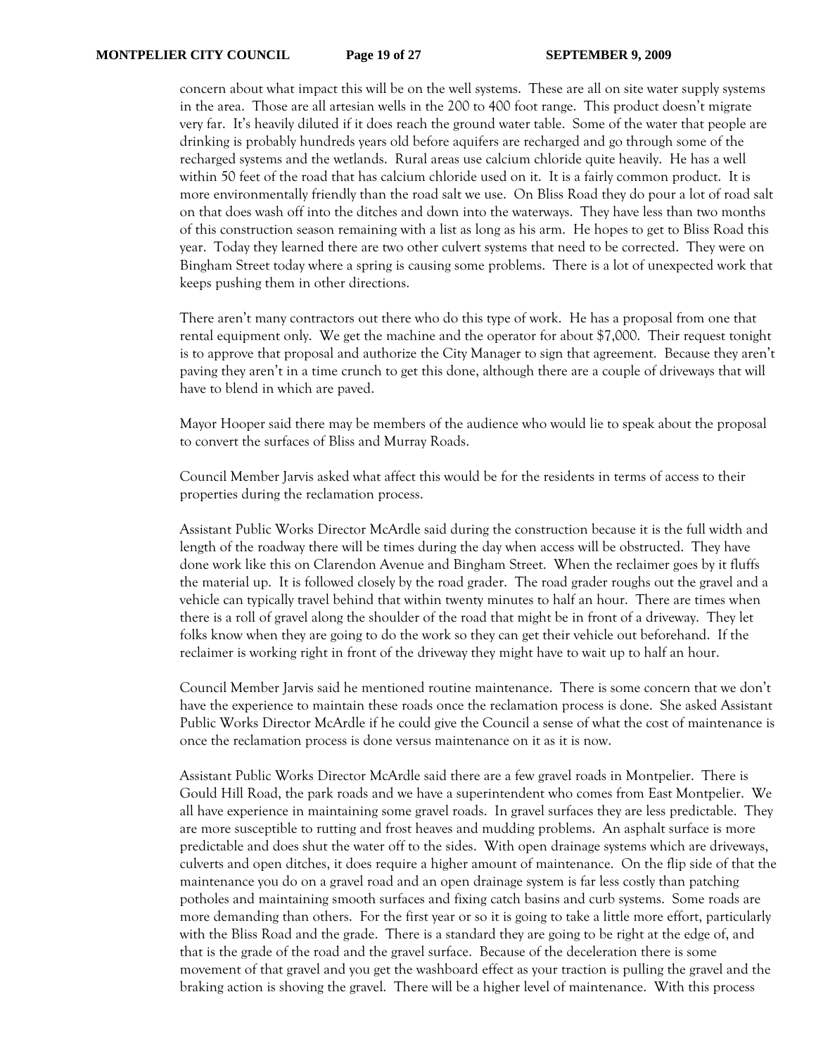concern about what impact this will be on the well systems. These are all on site water supply systems in the area. Those are all artesian wells in the 200 to 400 foot range. This product doesn't migrate very far. It's heavily diluted if it does reach the ground water table. Some of the water that people are drinking is probably hundreds years old before aquifers are recharged and go through some of the recharged systems and the wetlands. Rural areas use calcium chloride quite heavily. He has a well within 50 feet of the road that has calcium chloride used on it. It is a fairly common product. It is more environmentally friendly than the road salt we use. On Bliss Road they do pour a lot of road salt on that does wash off into the ditches and down into the waterways. They have less than two months of this construction season remaining with a list as long as his arm. He hopes to get to Bliss Road this year. Today they learned there are two other culvert systems that need to be corrected. They were on Bingham Street today where a spring is causing some problems. There is a lot of unexpected work that keeps pushing them in other directions.

There aren't many contractors out there who do this type of work. He has a proposal from one that rental equipment only. We get the machine and the operator for about $7,000. Their request tonight is to approve that proposal and authorize the City Manager to sign that agreement. Because they aren't paving they aren't in a time crunch to get this done, although there are a couple of driveways that will have to blend in which are paved.

Mayor Hooper said there may be members of the audience who would lie to speak about the proposal to convert the surfaces of Bliss and Murray Roads.

Council Member Jarvis asked what affect this would be for the residents in terms of access to their properties during the reclamation process.

Assistant Public Works Director McArdle said during the construction because it is the full width and length of the roadway there will be times during the day when access will be obstructed. They have done work like this on Clarendon Avenue and Bingham Street. When the reclaimer goes by it fluffs the material up. It is followed closely by the road grader. The road grader roughs out the gravel and a vehicle can typically travel behind that within twenty minutes to half an hour. There are times when there is a roll of gravel along the shoulder of the road that might be in front of a driveway. They let folks know when they are going to do the work so they can get their vehicle out beforehand. If the reclaimer is working right in front of the driveway they might have to wait up to half an hour.

Council Member Jarvis said he mentioned routine maintenance. There is some concern that we don't have the experience to maintain these roads once the reclamation process is done. She asked Assistant Public Works Director McArdle if he could give the Council a sense of what the cost of maintenance is once the reclamation process is done versus maintenance on it as it is now.

Assistant Public Works Director McArdle said there are a few gravel roads in Montpelier. There is Gould Hill Road, the park roads and we have a superintendent who comes from East Montpelier. We all have experience in maintaining some gravel roads. In gravel surfaces they are less predictable. They are more susceptible to rutting and frost heaves and mudding problems. An asphalt surface is more predictable and does shut the water off to the sides. With open drainage systems which are driveways, culverts and open ditches, it does require a higher amount of maintenance. On the flip side of that the maintenance you do on a gravel road and an open drainage system is far less costly than patching potholes and maintaining smooth surfaces and fixing catch basins and curb systems. Some roads are more demanding than others. For the first year or so it is going to take a little more effort, particularly with the Bliss Road and the grade. There is a standard they are going to be right at the edge of, and that is the grade of the road and the gravel surface. Because of the deceleration there is some movement of that gravel and you get the washboard effect as your traction is pulling the gravel and the braking action is shoving the gravel. There will be a higher level of maintenance. With this process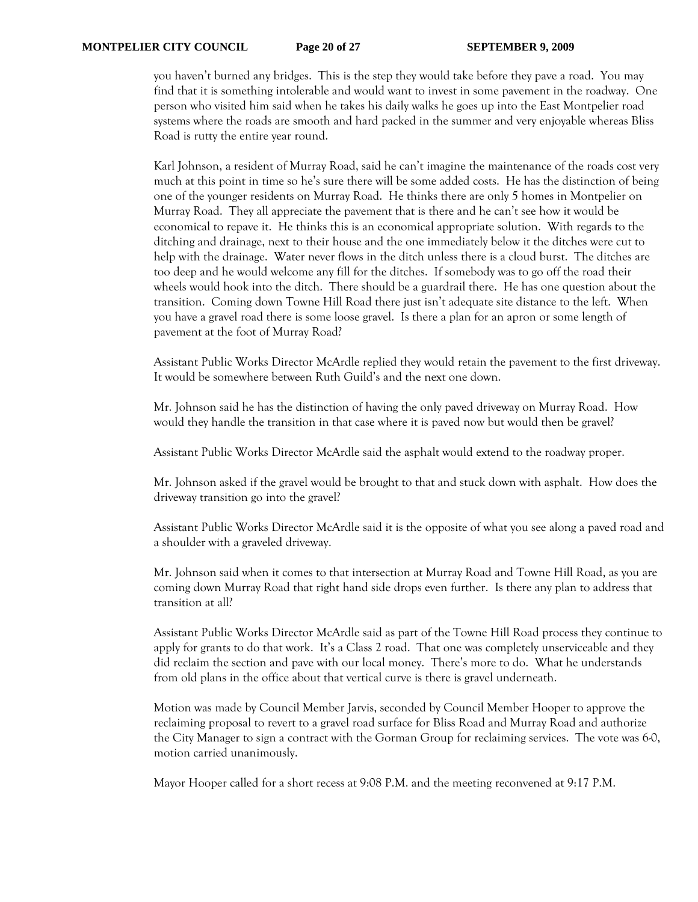you haven't burned any bridges. This is the step they would take before they pave a road. You may find that it is something intolerable and would want to invest in some pavement in the roadway. One person who visited him said when he takes his daily walks he goes up into the East Montpelier road systems where the roads are smooth and hard packed in the summer and very enjoyable whereas Bliss Road is rutty the entire year round.

Karl Johnson, a resident of Murray Road, said he can't imagine the maintenance of the roads cost very much at this point in time so he's sure there will be some added costs. He has the distinction of being one of the younger residents on Murray Road. He thinks there are only 5 homes in Montpelier on Murray Road. They all appreciate the pavement that is there and he can't see how it would be economical to repave it. He thinks this is an economical appropriate solution. With regards to the ditching and drainage, next to their house and the one immediately below it the ditches were cut to help with the drainage. Water never flows in the ditch unless there is a cloud burst. The ditches are too deep and he would welcome any fill for the ditches. If somebody was to go off the road their wheels would hook into the ditch. There should be a guardrail there. He has one question about the transition. Coming down Towne Hill Road there just isn't adequate site distance to the left. When you have a gravel road there is some loose gravel. Is there a plan for an apron or some length of pavement at the foot of Murray Road?

Assistant Public Works Director McArdle replied they would retain the pavement to the first driveway. It would be somewhere between Ruth Guild's and the next one down.

Mr. Johnson said he has the distinction of having the only paved driveway on Murray Road. How would they handle the transition in that case where it is paved now but would then be gravel?

Assistant Public Works Director McArdle said the asphalt would extend to the roadway proper.

Mr. Johnson asked if the gravel would be brought to that and stuck down with asphalt. How does the driveway transition go into the gravel?

Assistant Public Works Director McArdle said it is the opposite of what you see along a paved road and a shoulder with a graveled driveway.

Mr. Johnson said when it comes to that intersection at Murray Road and Towne Hill Road, as you are coming down Murray Road that right hand side drops even further. Is there any plan to address that transition at all?

Assistant Public Works Director McArdle said as part of the Towne Hill Road process they continue to apply for grants to do that work. It's a Class 2 road. That one was completely unserviceable and they did reclaim the section and pave with our local money. There's more to do. What he understands from old plans in the office about that vertical curve is there is gravel underneath.

Motion was made by Council Member Jarvis, seconded by Council Member Hooper to approve the reclaiming proposal to revert to a gravel road surface for Bliss Road and Murray Road and authorize the City Manager to sign a contract with the Gorman Group for reclaiming services. The vote was 6-0, motion carried unanimously.

Mayor Hooper called for a short recess at 9:08 P.M. and the meeting reconvened at 9:17 P.M.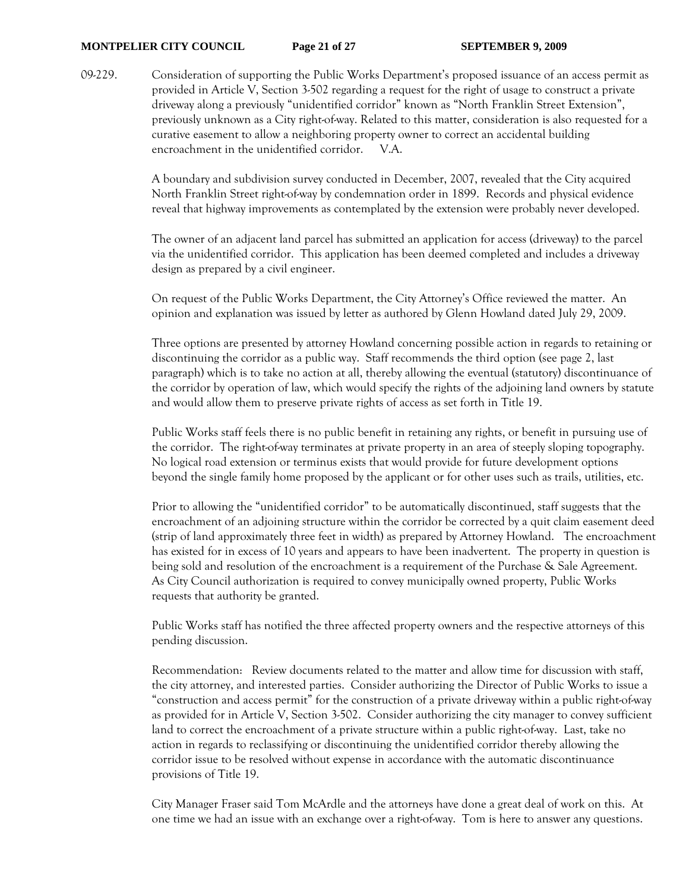09-229. Consideration of supporting the Public Works Department's proposed issuance of an access permit as provided in Article V, Section 3-502 regarding a request for the right of usage to construct a private driveway along a previously "unidentified corridor" known as "North Franklin Street Extension", previously unknown as a City right-of-way. Related to this matter, consideration is also requested for a curative easement to allow a neighboring property owner to correct an accidental building encroachment in the unidentified corridor. V.A.

A boundary and subdivision survey conducted in December, 2007, revealed that the City acquired North Franklin Street right-of-way by condemnation order in 1899. Records and physical evidence reveal that highway improvements as contemplated by the extension were probably never developed.

The owner of an adjacent land parcel has submitted an application for access (driveway) to the parcel via the unidentified corridor. This application has been deemed completed and includes a driveway design as prepared by a civil engineer.

On request of the Public Works Department, the City Attorney's Office reviewed the matter. An opinion and explanation was issued by letter as authored by Glenn Howland dated July 29, 2009.

Three options are presented by attorney Howland concerning possible action in regards to retaining or discontinuing the corridor as a public way. Staff recommends the third option (see page 2, last paragraph) which is to take no action at all, thereby allowing the eventual (statutory) discontinuance of the corridor by operation of law, which would specify the rights of the adjoining land owners by statute and would allow them to preserve private rights of access as set forth in Title 19.

Public Works staff feels there is no public benefit in retaining any rights, or benefit in pursuing use of the corridor. The right-of-way terminates at private property in an area of steeply sloping topography. No logical road extension or terminus exists that would provide for future development options beyond the single family home proposed by the applicant or for other uses such as trails, utilities, etc.

Prior to allowing the "unidentified corridor" to be automatically discontinued, staff suggests that the encroachment of an adjoining structure within the corridor be corrected by a quit claim easement deed (strip of land approximately three feet in width) as prepared by Attorney Howland. The encroachment has existed for in excess of 10 years and appears to have been inadvertent. The property in question is being sold and resolution of the encroachment is a requirement of the Purchase & Sale Agreement. As City Council authorization is required to convey municipally owned property, Public Works requests that authority be granted.

Public Works staff has notified the three affected property owners and the respective attorneys of this pending discussion.

Recommendation: Review documents related to the matter and allow time for discussion with staff, the city attorney, and interested parties. Consider authorizing the Director of Public Works to issue a "construction and access permit" for the construction of a private driveway within a public right-of-way as provided for in Article V, Section 3-502. Consider authorizing the city manager to convey sufficient land to correct the encroachment of a private structure within a public right-of-way. Last, take no action in regards to reclassifying or discontinuing the unidentified corridor thereby allowing the corridor issue to be resolved without expense in accordance with the automatic discontinuance provisions of Title 19.

City Manager Fraser said Tom McArdle and the attorneys have done a great deal of work on this. At one time we had an issue with an exchange over a right-of-way. Tom is here to answer any questions.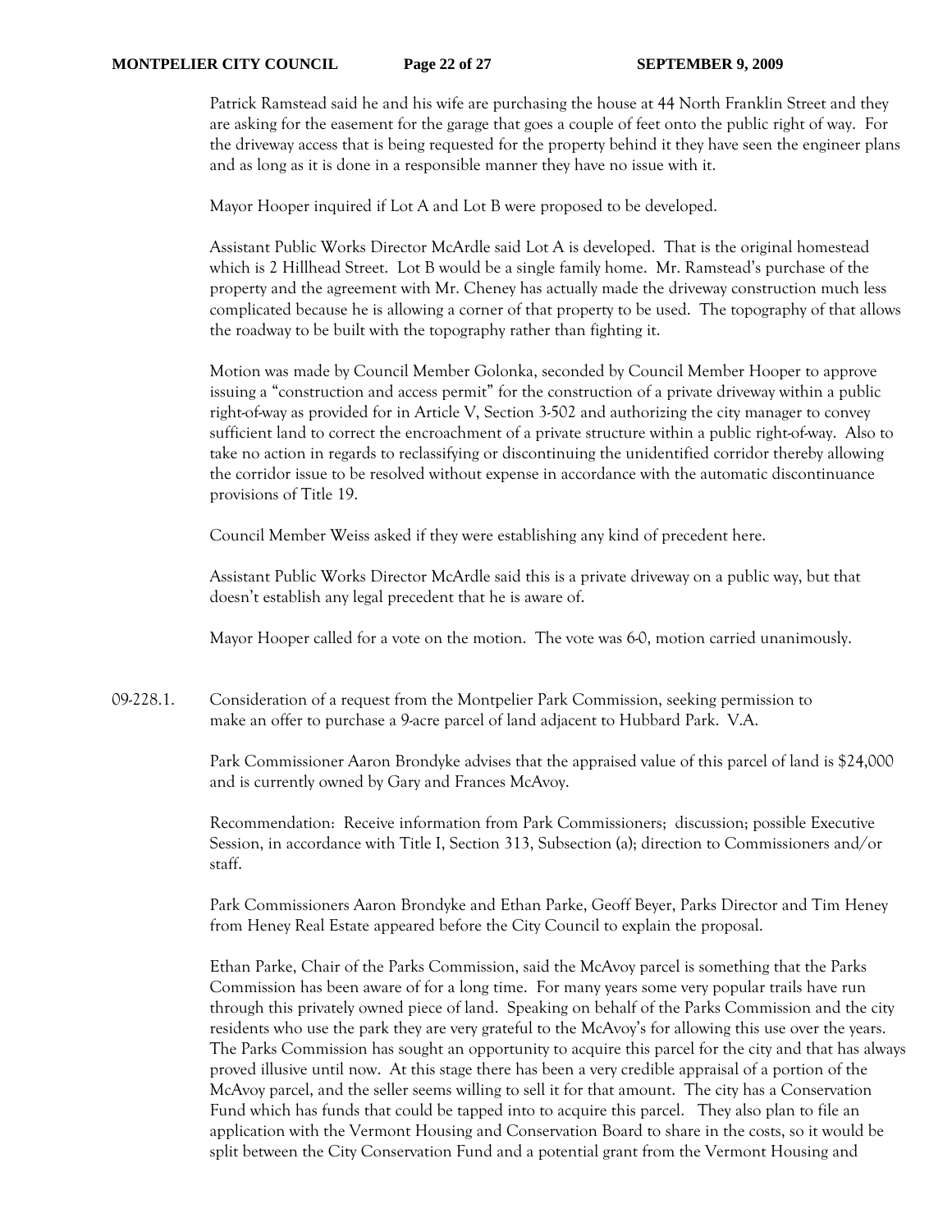Patrick Ramstead said he and his wife are purchasing the house at 44 North Franklin Street and they are asking for the easement for the garage that goes a couple of feet onto the public right of way. For the driveway access that is being requested for the property behind it they have seen the engineer plans and as long as it is done in a responsible manner they have no issue with it.

Mayor Hooper inquired if Lot A and Lot B were proposed to be developed.

Assistant Public Works Director McArdle said Lot A is developed. That is the original homestead which is 2 Hillhead Street. Lot B would be a single family home. Mr. Ramstead's purchase of the property and the agreement with Mr. Cheney has actually made the driveway construction much less complicated because he is allowing a corner of that property to be used. The topography of that allows the roadway to be built with the topography rather than fighting it.

Motion was made by Council Member Golonka, seconded by Council Member Hooper to approve issuing a "construction and access permit" for the construction of a private driveway within a public right-of-way as provided for in Article V, Section 3-502 and authorizing the city manager to convey sufficient land to correct the encroachment of a private structure within a public right-of-way. Also to take no action in regards to reclassifying or discontinuing the unidentified corridor thereby allowing the corridor issue to be resolved without expense in accordance with the automatic discontinuance provisions of Title 19.

Council Member Weiss asked if they were establishing any kind of precedent here.

Assistant Public Works Director McArdle said this is a private driveway on a public way, but that doesn't establish any legal precedent that he is aware of.

Mayor Hooper called for a vote on the motion. The vote was 6-0, motion carried unanimously.

09-228.1. Consideration of a request from the Montpelier Park Commission, seeking permission to make an offer to purchase a 9-acre parcel of land adjacent to Hubbard Park. V.A.

Park Commissioner Aaron Brondyke advises that the appraised value of this parcel of land is $24,000 and is currently owned by Gary and Frances McAvoy.

Recommendation: Receive information from Park Commissioners; discussion; possible Executive Session, in accordance with Title I, Section 313, Subsection (a); direction to Commissioners and/or staff.

Park Commissioners Aaron Brondyke and Ethan Parke, Geoff Beyer, Parks Director and Tim Heney from Heney Real Estate appeared before the City Council to explain the proposal.

Ethan Parke, Chair of the Parks Commission, said the McAvoy parcel is something that the Parks Commission has been aware of for a long time. For many years some very popular trails have run through this privately owned piece of land. Speaking on behalf of the Parks Commission and the city residents who use the park they are very grateful to the McAvoy's for allowing this use over the years. The Parks Commission has sought an opportunity to acquire this parcel for the city and that has always proved illusive until now. At this stage there has been a very credible appraisal of a portion of the McAvoy parcel, and the seller seems willing to sell it for that amount. The city has a Conservation Fund which has funds that could be tapped into to acquire this parcel. They also plan to file an application with the Vermont Housing and Conservation Board to share in the costs, so it would be split between the City Conservation Fund and a potential grant from the Vermont Housing and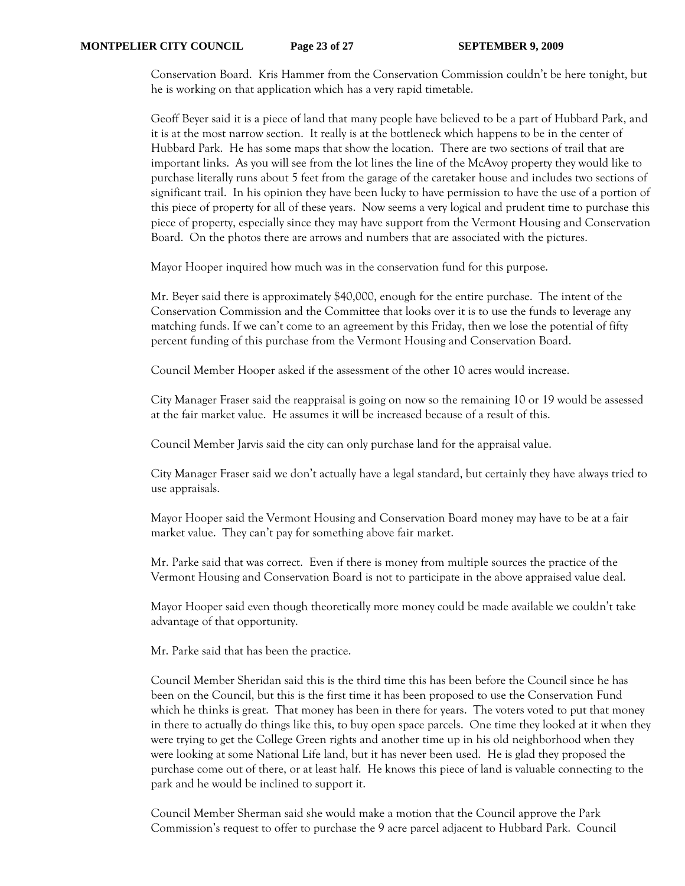Conservation Board. Kris Hammer from the Conservation Commission couldn't be here tonight, but he is working on that application which has a very rapid timetable.

Geoff Beyer said it is a piece of land that many people have believed to be a part of Hubbard Park, and it is at the most narrow section. It really is at the bottleneck which happens to be in the center of Hubbard Park. He has some maps that show the location. There are two sections of trail that are important links. As you will see from the lot lines the line of the McAvoy property they would like to purchase literally runs about 5 feet from the garage of the caretaker house and includes two sections of significant trail. In his opinion they have been lucky to have permission to have the use of a portion of this piece of property for all of these years. Now seems a very logical and prudent time to purchase this piece of property, especially since they may have support from the Vermont Housing and Conservation Board. On the photos there are arrows and numbers that are associated with the pictures.

Mayor Hooper inquired how much was in the conservation fund for this purpose.

Mr. Beyer said there is approximately $40,000, enough for the entire purchase. The intent of the Conservation Commission and the Committee that looks over it is to use the funds to leverage any matching funds. If we can't come to an agreement by this Friday, then we lose the potential of fifty percent funding of this purchase from the Vermont Housing and Conservation Board.

Council Member Hooper asked if the assessment of the other 10 acres would increase.

City Manager Fraser said the reappraisal is going on now so the remaining 10 or 19 would be assessed at the fair market value. He assumes it will be increased because of a result of this.

Council Member Jarvis said the city can only purchase land for the appraisal value.

City Manager Fraser said we don't actually have a legal standard, but certainly they have always tried to use appraisals.

Mayor Hooper said the Vermont Housing and Conservation Board money may have to be at a fair market value. They can't pay for something above fair market.

Mr. Parke said that was correct. Even if there is money from multiple sources the practice of the Vermont Housing and Conservation Board is not to participate in the above appraised value deal.

Mayor Hooper said even though theoretically more money could be made available we couldn't take advantage of that opportunity.

Mr. Parke said that has been the practice.

Council Member Sheridan said this is the third time this has been before the Council since he has been on the Council, but this is the first time it has been proposed to use the Conservation Fund which he thinks is great. That money has been in there for years. The voters voted to put that money in there to actually do things like this, to buy open space parcels. One time they looked at it when they were trying to get the College Green rights and another time up in his old neighborhood when they were looking at some National Life land, but it has never been used. He is glad they proposed the purchase come out of there, or at least half. He knows this piece of land is valuable connecting to the park and he would be inclined to support it.

Council Member Sherman said she would make a motion that the Council approve the Park Commission's request to offer to purchase the 9 acre parcel adjacent to Hubbard Park. Council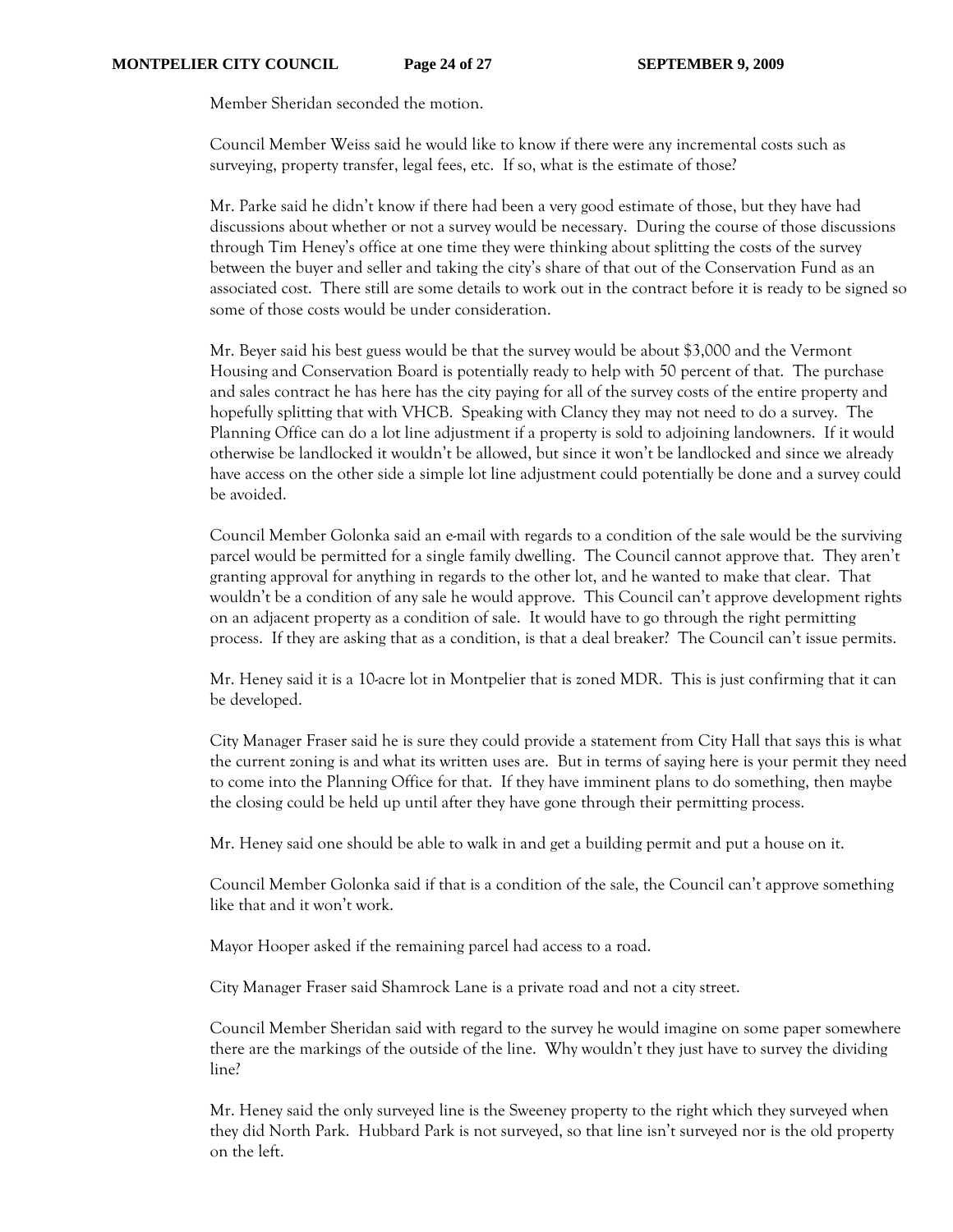Member Sheridan seconded the motion.

Council Member Weiss said he would like to know if there were any incremental costs such as surveying, property transfer, legal fees, etc. If so, what is the estimate of those?

Mr. Parke said he didn't know if there had been a very good estimate of those, but they have had discussions about whether or not a survey would be necessary. During the course of those discussions through Tim Heney's office at one time they were thinking about splitting the costs of the survey between the buyer and seller and taking the city's share of that out of the Conservation Fund as an associated cost. There still are some details to work out in the contract before it is ready to be signed so some of those costs would be under consideration.

Mr. Beyer said his best guess would be that the survey would be about $3,000 and the Vermont Housing and Conservation Board is potentially ready to help with 50 percent of that. The purchase and sales contract he has here has the city paying for all of the survey costs of the entire property and hopefully splitting that with VHCB. Speaking with Clancy they may not need to do a survey. The Planning Office can do a lot line adjustment if a property is sold to adjoining landowners. If it would otherwise be landlocked it wouldn't be allowed, but since it won't be landlocked and since we already have access on the other side a simple lot line adjustment could potentially be done and a survey could be avoided.

Council Member Golonka said an e-mail with regards to a condition of the sale would be the surviving parcel would be permitted for a single family dwelling. The Council cannot approve that. They aren't granting approval for anything in regards to the other lot, and he wanted to make that clear. That wouldn't be a condition of any sale he would approve. This Council can't approve development rights on an adjacent property as a condition of sale. It would have to go through the right permitting process. If they are asking that as a condition, is that a deal breaker? The Council can't issue permits.

Mr. Heney said it is a 10-acre lot in Montpelier that is zoned MDR. This is just confirming that it can be developed.

City Manager Fraser said he is sure they could provide a statement from City Hall that says this is what the current zoning is and what its written uses are. But in terms of saying here is your permit they need to come into the Planning Office for that. If they have imminent plans to do something, then maybe the closing could be held up until after they have gone through their permitting process.

Mr. Heney said one should be able to walk in and get a building permit and put a house on it.

Council Member Golonka said if that is a condition of the sale, the Council can't approve something like that and it won't work.

Mayor Hooper asked if the remaining parcel had access to a road.

City Manager Fraser said Shamrock Lane is a private road and not a city street.

Council Member Sheridan said with regard to the survey he would imagine on some paper somewhere there are the markings of the outside of the line. Why wouldn't they just have to survey the dividing line?

Mr. Heney said the only surveyed line is the Sweeney property to the right which they surveyed when they did North Park. Hubbard Park is not surveyed, so that line isn't surveyed nor is the old property on the left.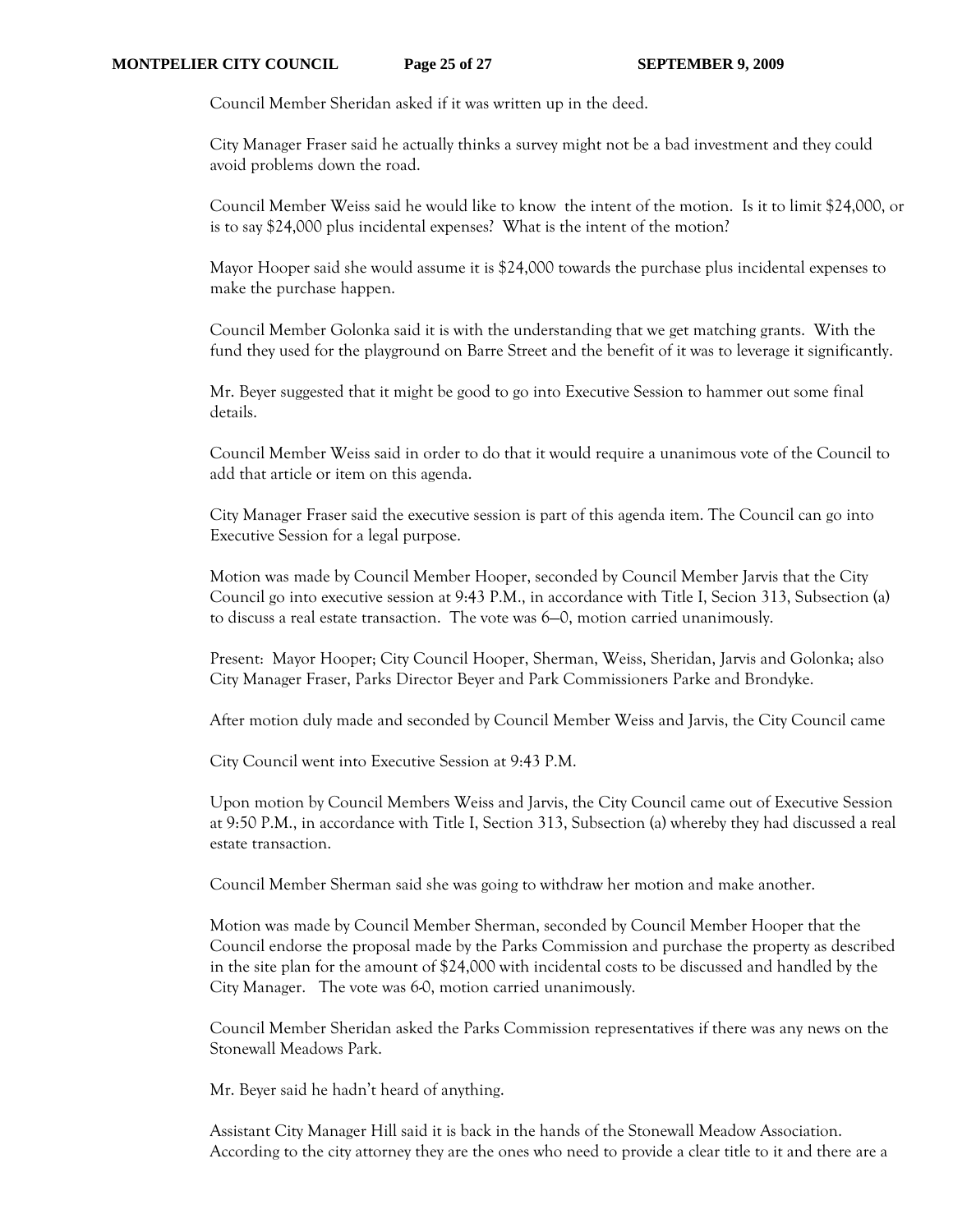Council Member Sheridan asked if it was written up in the deed.

City Manager Fraser said he actually thinks a survey might not be a bad investment and they could avoid problems down the road.

Council Member Weiss said he would like to know the intent of the motion. Is it to limit $24,000, or is to say $24,000 plus incidental expenses? What is the intent of the motion?

Mayor Hooper said she would assume it is $24,000 towards the purchase plus incidental expenses to make the purchase happen.

Council Member Golonka said it is with the understanding that we get matching grants. With the fund they used for the playground on Barre Street and the benefit of it was to leverage it significantly.

Mr. Beyer suggested that it might be good to go into Executive Session to hammer out some final details.

Council Member Weiss said in order to do that it would require a unanimous vote of the Council to add that article or item on this agenda.

City Manager Fraser said the executive session is part of this agenda item. The Council can go into Executive Session for a legal purpose.

Motion was made by Council Member Hooper, seconded by Council Member Jarvis that the City Council go into executive session at 9:43 P.M., in accordance with Title I, Secion 313, Subsection (a) to discuss a real estate transaction. The vote was 6—0, motion carried unanimously.

Present: Mayor Hooper; City Council Hooper, Sherman, Weiss, Sheridan, Jarvis and Golonka; also City Manager Fraser, Parks Director Beyer and Park Commissioners Parke and Brondyke.

After motion duly made and seconded by Council Member Weiss and Jarvis, the City Council came

City Council went into Executive Session at 9:43 P.M.

Upon motion by Council Members Weiss and Jarvis, the City Council came out of Executive Session at 9:50 P.M., in accordance with Title I, Section 313, Subsection (a) whereby they had discussed a real estate transaction.

Council Member Sherman said she was going to withdraw her motion and make another.

Motion was made by Council Member Sherman, seconded by Council Member Hooper that the Council endorse the proposal made by the Parks Commission and purchase the property as described in the site plan for the amount of $24,000 with incidental costs to be discussed and handled by the City Manager. The vote was 6-0, motion carried unanimously.

Council Member Sheridan asked the Parks Commission representatives if there was any news on the Stonewall Meadows Park.

Mr. Beyer said he hadn't heard of anything.

Assistant City Manager Hill said it is back in the hands of the Stonewall Meadow Association. According to the city attorney they are the ones who need to provide a clear title to it and there are a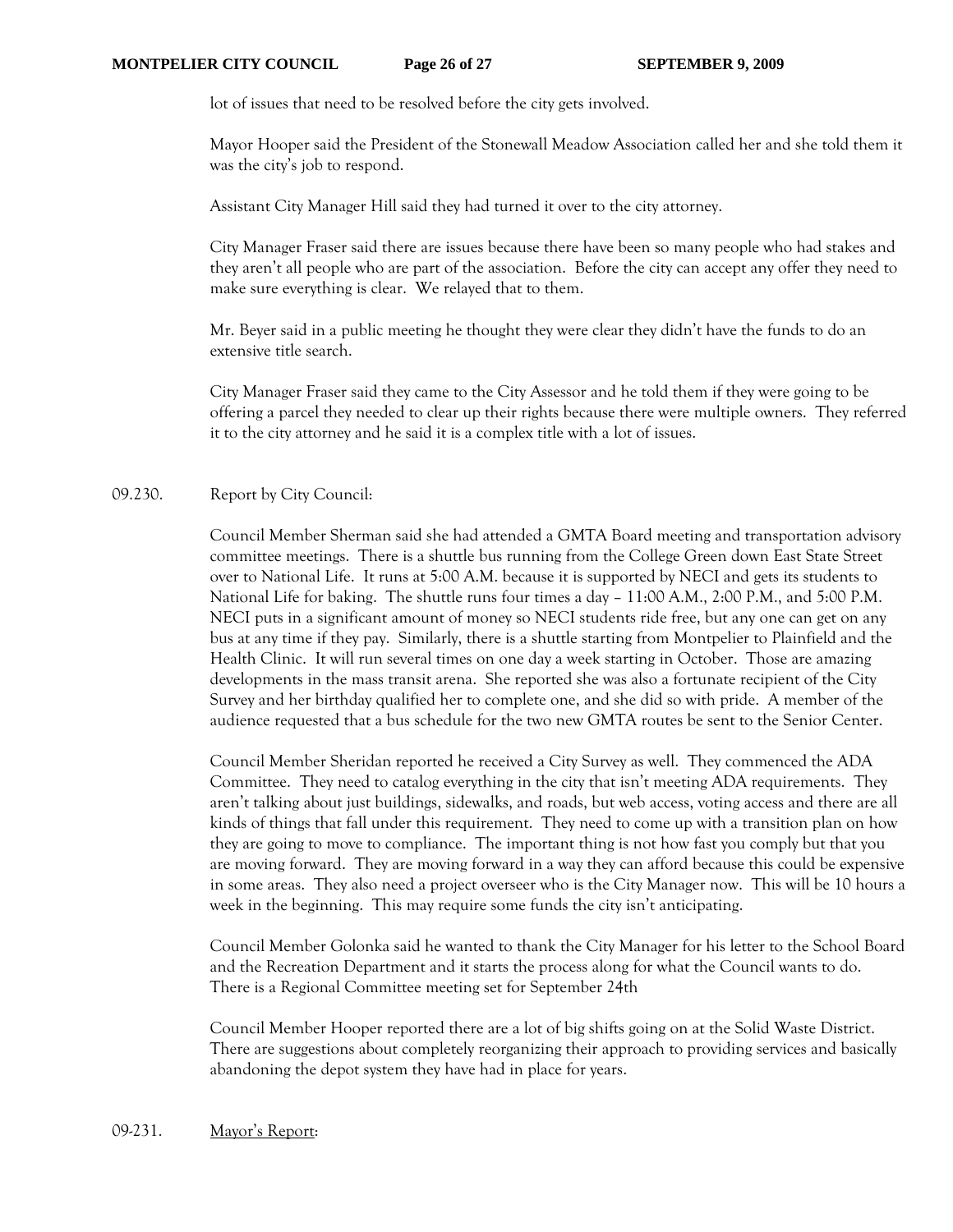lot of issues that need to be resolved before the city gets involved.

Mayor Hooper said the President of the Stonewall Meadow Association called her and she told them it was the city's job to respond.

Assistant City Manager Hill said they had turned it over to the city attorney.

City Manager Fraser said there are issues because there have been so many people who had stakes and they aren't all people who are part of the association. Before the city can accept any offer they need to make sure everything is clear. We relayed that to them.

Mr. Beyer said in a public meeting he thought they were clear they didn't have the funds to do an extensive title search.

City Manager Fraser said they came to the City Assessor and he told them if they were going to be offering a parcel they needed to clear up their rights because there were multiple owners. They referred it to the city attorney and he said it is a complex title with a lot of issues.

09.230. Report by City Council:

Council Member Sherman said she had attended a GMTA Board meeting and transportation advisory committee meetings. There is a shuttle bus running from the College Green down East State Street over to National Life. It runs at 5:00 A.M. because it is supported by NECI and gets its students to National Life for baking. The shuttle runs four times a day – 11:00 A.M., 2:00 P.M., and 5:00 P.M. NECI puts in a significant amount of money so NECI students ride free, but any one can get on any bus at any time if they pay. Similarly, there is a shuttle starting from Montpelier to Plainfield and the Health Clinic. It will run several times on one day a week starting in October. Those are amazing developments in the mass transit arena. She reported she was also a fortunate recipient of the City Survey and her birthday qualified her to complete one, and she did so with pride. A member of the audience requested that a bus schedule for the two new GMTA routes be sent to the Senior Center.

Council Member Sheridan reported he received a City Survey as well. They commenced the ADA Committee. They need to catalog everything in the city that isn't meeting ADA requirements. They aren't talking about just buildings, sidewalks, and roads, but web access, voting access and there are all kinds of things that fall under this requirement. They need to come up with a transition plan on how they are going to move to compliance. The important thing is not how fast you comply but that you are moving forward. They are moving forward in a way they can afford because this could be expensive in some areas. They also need a project overseer who is the City Manager now. This will be 10 hours a week in the beginning. This may require some funds the city isn't anticipating.

Council Member Golonka said he wanted to thank the City Manager for his letter to the School Board and the Recreation Department and it starts the process along for what the Council wants to do. There is a Regional Committee meeting set for September 24th

Council Member Hooper reported there are a lot of big shifts going on at the Solid Waste District. There are suggestions about completely reorganizing their approach to providing services and basically abandoning the depot system they have had in place for years.

09-231. Mayor's Report: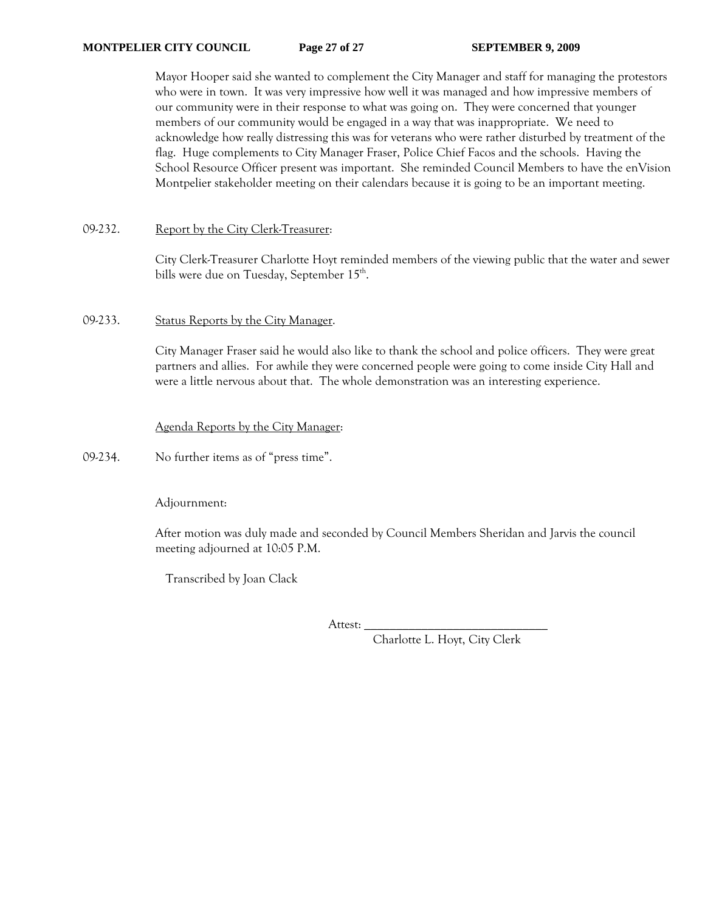Mayor Hooper said she wanted to complement the City Manager and staff for managing the protestors who were in town. It was very impressive how well it was managed and how impressive members of our community were in their response to what was going on. They were concerned that younger members of our community would be engaged in a way that was inappropriate. We need to acknowledge how really distressing this was for veterans who were rather disturbed by treatment of the flag. Huge complements to City Manager Fraser, Police Chief Facos and the schools. Having the School Resource Officer present was important. She reminded Council Members to have the enVision Montpelier stakeholder meeting on their calendars because it is going to be an important meeting.

09-232. Report by the City Clerk-Treasurer:

City Clerk-Treasurer Charlotte Hoyt reminded members of the viewing public that the water and sewer bills were due on Tuesday, September 15th.

09-233. Status Reports by the City Manager.

City Manager Fraser said he would also like to thank the school and police officers. They were great partners and allies. For awhile they were concerned people were going to come inside City Hall and were a little nervous about that. The whole demonstration was an interesting experience.

Agenda Reports by the City Manager:

09-234. No further items as of "press time".

Adjournment:

After motion was duly made and seconded by Council Members Sheridan and Jarvis the council meeting adjourned at 10:05 P.M.

Transcribed by Joan Clack

Attest: _______________________________
Charlotte L. Hoyt, City Clerk